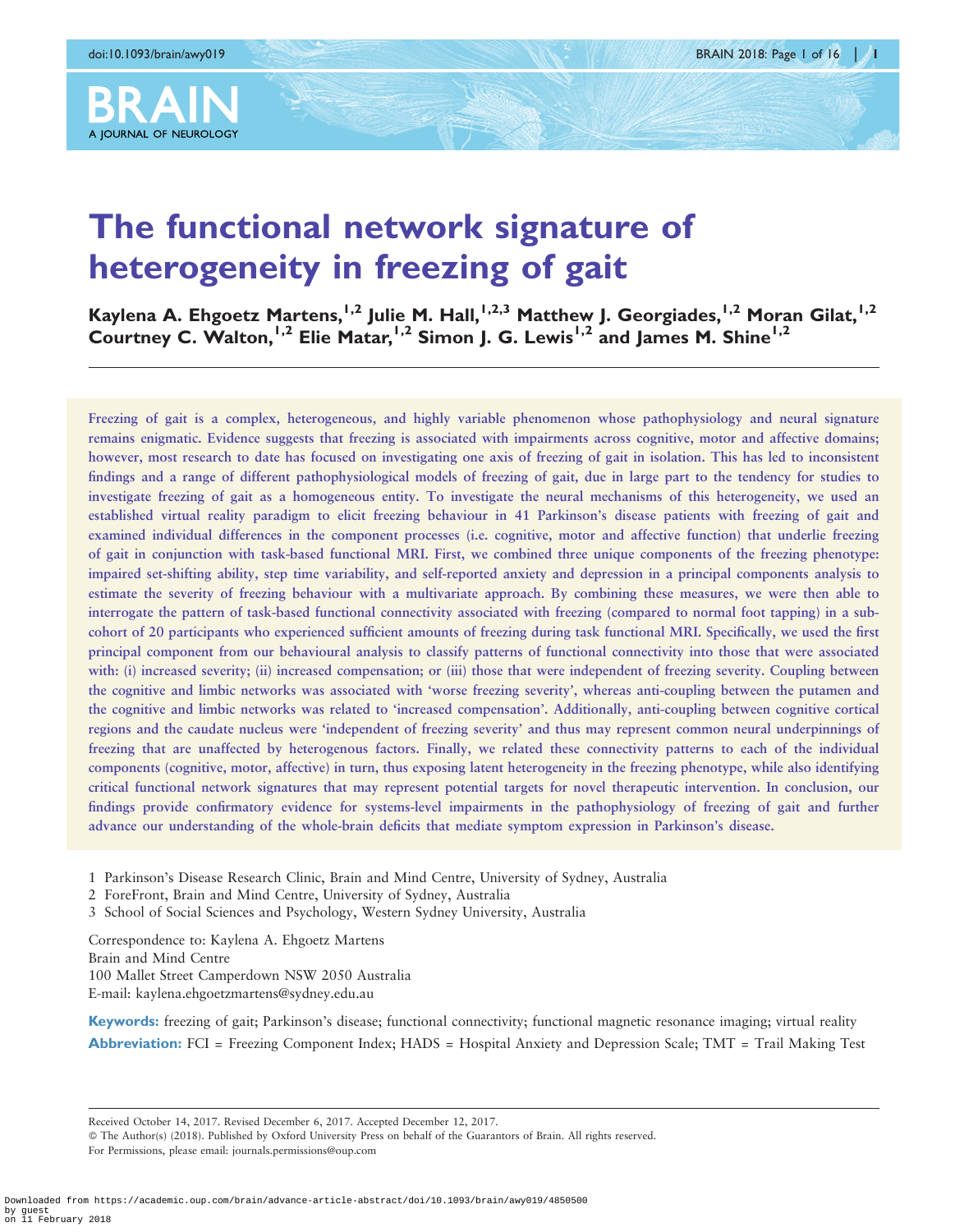# The functional network signature of heterogeneity in freezing of gait

Kaylena A. Ehgoetz Martens,[1,2] Julie M. Hall,[1,2,3] Matthew J. Georgiades,[1,2] Moran Gilat,[1,2] Courtney C. Walton,[1,2] Elie Matar,[1,2] Simon J. G. Lewis[1,2] and James M. Shine[1,2]

Freezing of gait is a complex, heterogeneous, and highly variable phenomenon whose pathophysiology and neural signature remains enigmatic. Evidence suggests that freezing is associated with impairments across cognitive, motor and affective domains; however, most research to date has focused on investigating one axis of freezing of gait in isolation. This has led to inconsistent findings and a range of different pathophysiological models of freezing of gait, due in large part to the tendency for studies to investigate freezing of gait as a homogeneous entity. To investigate the neural mechanisms of this heterogeneity, we used an established virtual reality paradigm to elicit freezing behaviour in 41 Parkinson's disease patients with freezing of gait and examined individual differences in the component processes (i.e. cognitive, motor and affective function) that underlie freezing of gait in conjunction with task-based functional MRI. First, we combined three unique components of the freezing phenotype: impaired set-shifting ability, step time variability, and self-reported anxiety and depression in a principal components analysis to estimate the severity of freezing behaviour with a multivariate approach. By combining these measures, we were then able to interrogate the pattern of task-based functional connectivity associated with freezing (compared to normal foot tapping) in a sub-cohort of 20 participants who experienced sufficient amounts of freezing during task functional MRI. Specifically, we used the first principal component from our behavioural analysis to classify patterns of functional connectivity into those that were associated with: (i) increased severity; (ii) increased compensation; or (iii) those that were independent of freezing severity. Coupling between the cognitive and limbic networks was associated with 'worse freezing severity', whereas anti-coupling between the putamen and the cognitive and limbic networks was related to 'increased compensation'. Additionally, anti-coupling between cognitive cortical regions and the caudate nucleus were 'independent of freezing severity' and thus may represent common neural underpinnings of freezing that are unaffected by heterogenous factors. Finally, we related these connectivity patterns to each of the individual components (cognitive, motor, affective) in turn, thus exposing latent heterogeneity in the freezing phenotype, while also identifying critical functional network signatures that may represent potential targets for novel therapeutic intervention. In conclusion, our findings provide confirmatory evidence for systems-level impairments in the pathophysiology of freezing of gait and further advance our understanding of the whole-brain deficits that mediate symptom expression in Parkinson's disease.

1 Parkinson's Disease Research Clinic, Brain and Mind Centre, University of Sydney, Australia
2 ForeFront, Brain and Mind Centre, University of Sydney, Australia
3 School of Social Sciences and Psychology, Western Sydney University, Australia

Correspondence to: Kaylena A. Ehgoetz Martens
Brain and Mind Centre
100 Mallet Street Camperdown NSW 2050 Australia
E-mail: kaylena.ehgoetzmartens@sydney.edu.au

**Keywords:** freezing of gait; Parkinson's disease; functional connectivity; functional magnetic resonance imaging; virtual reality

**Abbreviation:** FCI = Freezing Component Index; HADS = Hospital Anxiety and Depression Scale; TMT = Trail Making Test

Received October 14, 2017. Revised December 6, 2017. Accepted December 12, 2017.
© The Author(s) (2018). Published by Oxford University Press on behalf of the Guarantors of Brain. All rights reserved.
For Permissions, please email: journals.permissions@oup.com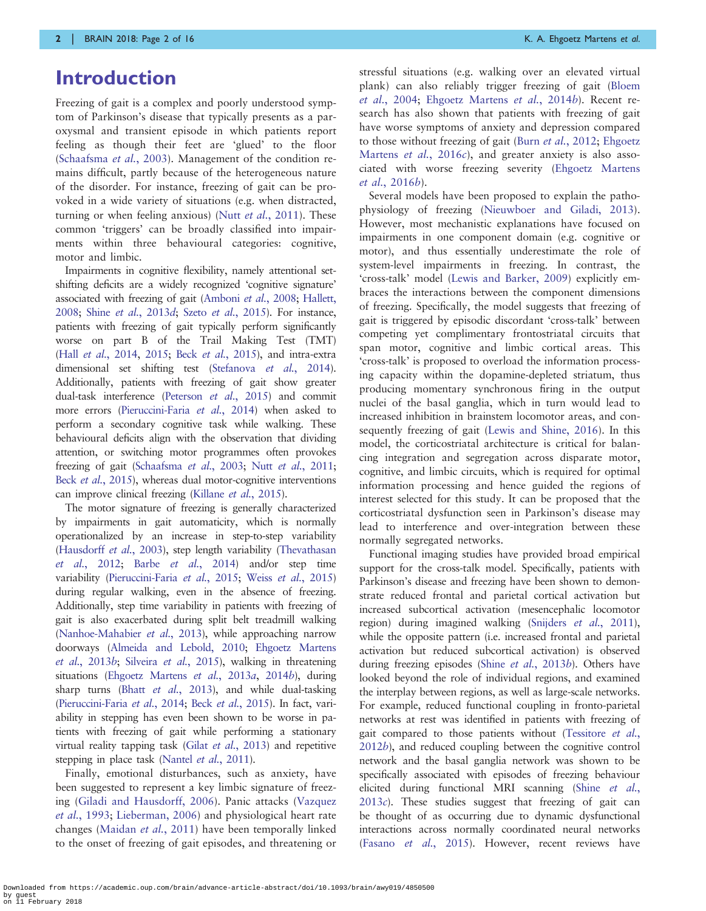# Introduction

Freezing of gait is a complex and poorly understood symptom of Parkinson's disease that typically presents as a paroxysmal and transient episode in which patients report feeling as though their feet are 'glued' to the floor (Schaafsma *et al.*, 2003). Management of the condition remains difficult, partly because of the heterogeneous nature of the disorder. For instance, freezing of gait can be provoked in a wide variety of situations (e.g. when distracted, turning or when feeling anxious) (Nutt *et al.*, 2011). These common 'triggers' can be broadly classified into impairments within three behavioural categories: cognitive, motor and limbic.

Impairments in cognitive flexibility, namely attentional set-shifting deficits are a widely recognized 'cognitive signature' associated with freezing of gait (Amboni *et al.*, 2008; Hallett, 2008; Shine *et al.*, 2013*d*; Szeto *et al.*, 2015). For instance, patients with freezing of gait typically perform significantly worse on part B of the Trail Making Test (TMT) (Hall *et al.*, 2014, 2015; Beck *et al.*, 2015), and intra-extra dimensional set shifting test (Stefanova *et al.*, 2014). Additionally, patients with freezing of gait show greater dual-task interference (Peterson *et al.*, 2015) and commit more errors (Pieruccini-Faria *et al.*, 2014) when asked to perform a secondary cognitive task while walking. These behavioural deficits align with the observation that dividing attention, or switching motor programmes often provokes freezing of gait (Schaafsma *et al.*, 2003; Nutt *et al.*, 2011; Beck *et al.*, 2015), whereas dual motor-cognitive interventions can improve clinical freezing (Killane *et al.*, 2015).

The motor signature of freezing is generally characterized by impairments in gait automaticity, which is normally operationalized by an increase in step-to-step variability (Hausdorff *et al.*, 2003), step length variability (Thevathasan *et al.*, 2012; Barbe *et al.*, 2014) and/or step time variability (Pieruccini-Faria *et al.*, 2015; Weiss *et al.*, 2015) during regular walking, even in the absence of freezing. Additionally, step time variability in patients with freezing of gait is also exacerbated during split belt treadmill walking (Nanhoe-Mahabier *et al.*, 2013), while approaching narrow doorways (Almeida and Lebold, 2010; Ehgoetz Martens *et al.*, 2013*b*; Silveira *et al.*, 2015), walking in threatening situations (Ehgoetz Martens *et al.*, 2013*a*, 2014*b*), during sharp turns (Bhatt *et al.*, 2013), and while dual-tasking (Pieruccini-Faria *et al.*, 2014; Beck *et al.*, 2015). In fact, variability in stepping has even been shown to be worse in patients with freezing of gait while performing a stationary virtual reality tapping task (Gilat *et al.*, 2013) and repetitive stepping in place task (Nantel *et al.*, 2011).

Finally, emotional disturbances, such as anxiety, have been suggested to represent a key limbic signature of freezing (Giladi and Hausdorff, 2006). Panic attacks (Vazquez *et al.*, 1993; Lieberman, 2006) and physiological heart rate changes (Maidan *et al.*, 2011) have been temporally linked to the onset of freezing of gait episodes, and threatening or stressful situations (e.g. walking over an elevated virtual plank) can also reliably trigger freezing of gait (Bloem *et al.*, 2004; Ehgoetz Martens *et al.*, 2014*b*). Recent research has also shown that patients with freezing of gait have worse symptoms of anxiety and depression compared to those without freezing of gait (Burn *et al.*, 2012; Ehgoetz Martens *et al.*, 2016*c*), and greater anxiety is also associated with worse freezing severity (Ehgoetz Martens *et al.*, 2016*b*).

Several models have been proposed to explain the pathophysiology of freezing (Nieuwboer and Giladi, 2013). However, most mechanistic explanations have focused on impairments in one component domain (e.g. cognitive or motor), and thus essentially underestimate the role of system-level impairments in freezing. In contrast, the 'cross-talk' model (Lewis and Barker, 2009) explicitly embraces the interactions between the component dimensions of freezing. Specifically, the model suggests that freezing of gait is triggered by episodic discordant 'cross-talk' between competing yet complimentary frontostriatal circuits that span motor, cognitive and limbic cortical areas. This 'cross-talk' is proposed to overload the information processing capacity within the dopamine-depleted striatum, thus producing momentary synchronous firing in the output nuclei of the basal ganglia, which in turn would lead to increased inhibition in brainstem locomotor areas, and consequently freezing of gait (Lewis and Shine, 2016). In this model, the corticostriatal architecture is critical for balancing integration and segregation across disparate motor, cognitive, and limbic circuits, which is required for optimal information processing and hence guided the regions of interest selected for this study. It can be proposed that the corticostriatal dysfunction seen in Parkinson's disease may lead to interference and over-integration between these normally segregated networks.

Functional imaging studies have provided broad empirical support for the cross-talk model. Specifically, patients with Parkinson's disease and freezing have been shown to demonstrate reduced frontal and parietal cortical activation but increased subcortical activation (mesencephalic locomotor region) during imagined walking (Snijders *et al.*, 2011), while the opposite pattern (i.e. increased frontal and parietal activation but reduced subcortical activation) is observed during freezing episodes (Shine *et al.*, 2013*b*). Others have looked beyond the role of individual regions, and examined the interplay between regions, as well as large-scale networks. For example, reduced functional coupling in fronto-parietal networks at rest was identified in patients with freezing of gait compared to those patients without (Tessitore *et al.*, 2012*b*), and reduced coupling between the cognitive control network and the basal ganglia network was shown to be specifically associated with episodes of freezing behaviour elicited during functional MRI scanning (Shine *et al.*, 2013*c*). These studies suggest that freezing of gait can be thought of as occurring due to dynamic dysfunctional interactions across normally coordinated neural networks (Fasano *et al.*, 2015). However, recent reviews have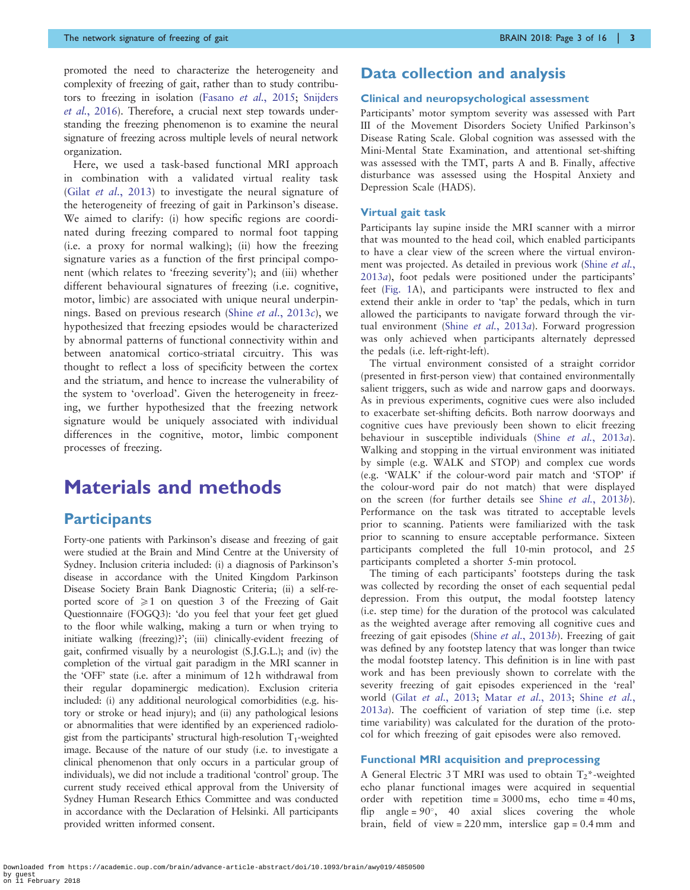promoted the need to characterize the heterogeneity and complexity of freezing of gait, rather than to study contributors to freezing in isolation (Fasano *et al.*, 2015; Snijders *et al.*, 2016). Therefore, a crucial next step towards understanding the freezing phenomenon is to examine the neural signature of freezing across multiple levels of neural network organization.

Here, we used a task-based functional MRI approach in combination with a validated virtual reality task (Gilat *et al.*, 2013) to investigate the neural signature of the heterogeneity of freezing of gait in Parkinson's disease. We aimed to clarify: (i) how specific regions are coordinated during freezing compared to normal foot tapping (i.e. a proxy for normal walking); (ii) how the freezing signature varies as a function of the first principal component (which relates to 'freezing severity'); and (iii) whether different behavioural signatures of freezing (i.e. cognitive, motor, limbic) are associated with unique neural underpinnings. Based on previous research (Shine *et al.*, 2013*c*), we hypothesized that freezing epsiodes would be characterized by abnormal patterns of functional connectivity within and between anatomical cortico-striatal circuitry. This was thought to reflect a loss of specificity between the cortex and the striatum, and hence to increase the vulnerability of the system to 'overload'. Given the heterogeneity in freezing, we further hypothesized that the freezing network signature would be uniquely associated with individual differences in the cognitive, motor, limbic component processes of freezing.

# Materials and methods

## Participants

Forty-one patients with Parkinson's disease and freezing of gait were studied at the Brain and Mind Centre at the University of Sydney. Inclusion criteria included: (i) a diagnosis of Parkinson's disease in accordance with the United Kingdom Parkinson Disease Society Brain Bank Diagnostic Criteria; (ii) a self-reported score of $\geq 1$ on question 3 of the Freezing of Gait Questionnaire (FOGQ3): 'do you feel that your feet get glued to the floor while walking, making a turn or when trying to initiate walking (freezing)?'; (iii) clinically-evident freezing of gait, confirmed visually by a neurologist (S.J.G.L.); and (iv) the completion of the virtual gait paradigm in the MRI scanner in the 'OFF' state (i.e. after a minimum of 12 h withdrawal from their regular dopaminergic medication). Exclusion criteria included: (i) any additional neurological comorbidities (e.g. history or stroke or head injury); and (ii) any pathological lesions or abnormalities that were identified by an experienced radiologist from the participants' structural high-resolution $T_1$-weighted image. Because of the nature of our study (i.e. to investigate a clinical phenomenon that only occurs in a particular group of individuals), we did not include a traditional 'control' group. The current study received ethical approval from the University of Sydney Human Research Ethics Committee and was conducted in accordance with the Declaration of Helsinki. All participants provided written informed consent.

# Data collection and analysis

## Clinical and neuropsychological assessment

Participants' motor symptom severity was assessed with Part III of the Movement Disorders Society Unified Parkinson's Disease Rating Scale. Global cognition was assessed with the Mini-Mental State Examination, and attentional set-shifting was assessed with the TMT, parts A and B. Finally, affective disturbance was assessed using the Hospital Anxiety and Depression Scale (HADS).

## Virtual gait task

Participants lay supine inside the MRI scanner with a mirror that was mounted to the head coil, which enabled participants to have a clear view of the screen where the virtual environment was projected. As detailed in previous work (Shine *et al.*, 2013*a*), foot pedals were positioned under the participants' feet (Fig. 1A), and participants were instructed to flex and extend their ankle in order to 'tap' the pedals, which in turn allowed the participants to navigate forward through the virtual environment (Shine *et al.*, 2013*a*). Forward progression was only achieved when participants alternately depressed the pedals (i.e. left-right-left).

The virtual environment consisted of a straight corridor (presented in first-person view) that contained environmentally salient triggers, such as wide and narrow gaps and doorways. As in previous experiments, cognitive cues were also included to exacerbate set-shifting deficits. Both narrow doorways and cognitive cues have previously been shown to elicit freezing behaviour in susceptible individuals (Shine *et al.*, 2013*a*). Walking and stopping in the virtual environment was initiated by simple (e.g. WALK and STOP) and complex cue words (e.g. 'WALK' if the colour-word pair match and 'STOP' if the colour-word pair do not match) that were displayed on the screen (for further details see Shine *et al.*, 2013*b*). Performance on the task was titrated to acceptable levels prior to scanning. Patients were familiarized with the task prior to scanning to ensure acceptable performance. Sixteen participants completed the full 10-min protocol, and 25 participants completed a shorter 5-min protocol.

The timing of each participants' footsteps during the task was collected by recording the onset of each sequential pedal depression. From this output, the modal footstep latency (i.e. step time) for the duration of the protocol was calculated as the weighted average after removing all cognitive cues and freezing of gait episodes (Shine *et al.*, 2013*b*). Freezing of gait was defined by any footstep latency that was longer than twice the modal footstep latency. This definition is in line with past work and has been previously shown to correlate with the severity freezing of gait episodes experienced in the 'real' world (Gilat *et al.*, 2013; Matar *et al.*, 2013; Shine *et al.*, 2013*a*). The coefficient of variation of step time (i.e. step time variability) was calculated for the duration of the protocol for which freezing of gait episodes were also removed.

## Functional MRI acquisition and preprocessing

A General Electric 3 T MRI was used to obtain $T_2$*-weighted echo planar functional images were acquired in sequential order with repetition time = 3000 ms, echo time = 40 ms, flip angle = 90°, 40 axial slices covering the whole brain, field of view = 220 mm, interslice gap = 0.4 mm and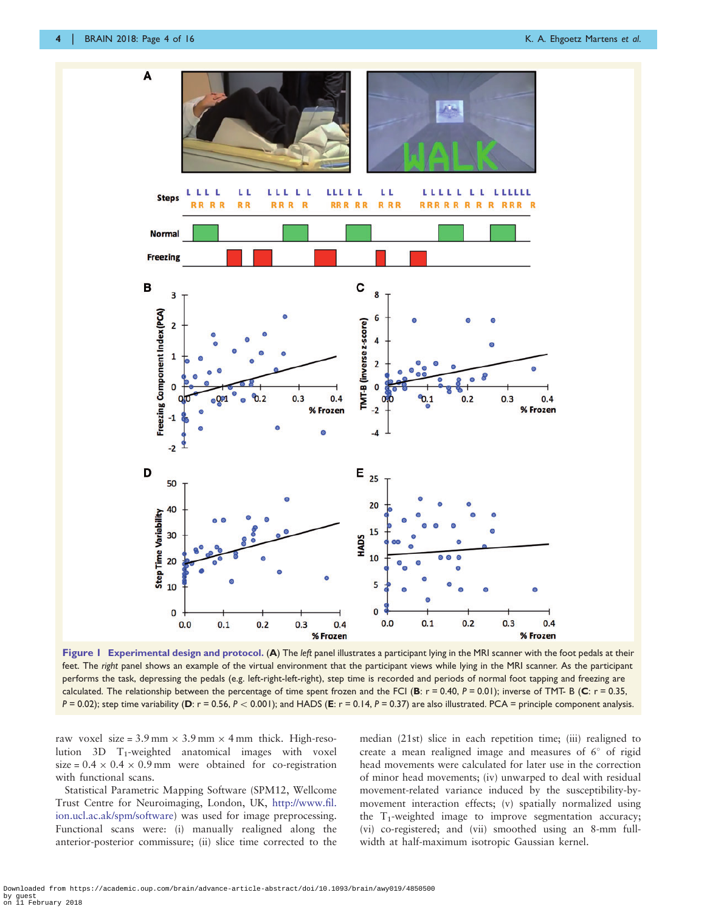**Figure 1 Experimental design and protocol.** (**A**) The *left* panel illustrates a participant lying in the MRI scanner with the foot pedals at their feet. The *right* panel shows an example of the virtual environment that the participant views while lying in the MRI scanner. As the participant performs the task, depressing the pedals (e.g. left-right-left-right), step time is recorded and periods of normal foot tapping and freezing are calculated. The relationship between the percentage of time spent frozen and the FCI (**B**: r = 0.40, $P = 0.01$); inverse of TMT- B (**C**: r = 0.35, $P = 0.02$); step time variability (**D**: r = 0.56, $P < 0.001$); and HADS (**E**: r = 0.14, $P = 0.37$) are also illustrated. PCA = principle component analysis.

raw voxel size = 3.9 mm × 3.9 mm × 4 mm thick. High-resolution 3D $T_1$-weighted anatomical images with voxel size = 0.4 × 0.4 × 0.9 mm were obtained for co-registration with functional scans.

Statistical Parametric Mapping Software (SPM12, Wellcome Trust Centre for Neuroimaging, London, UK, http://www.fil.ion.ucl.ac.uk/spm/software) was used for image preprocessing. Functional scans were: (i) manually realigned along the anterior-posterior commissure; (ii) slice time corrected to the median (21st) slice in each repetition time; (iii) realigned to create a mean realigned image and measures of 6° of rigid head movements were calculated for later use in the correction of minor head movements; (iv) unwarped to deal with residual movement-related variance induced by the susceptibility-by-movement interaction effects; (v) spatially normalized using the $T_1$-weighted image to improve segmentation accuracy; (vi) co-registered; and (vii) smoothed using an 8-mm full-width at half-maximum isotropic Gaussian kernel.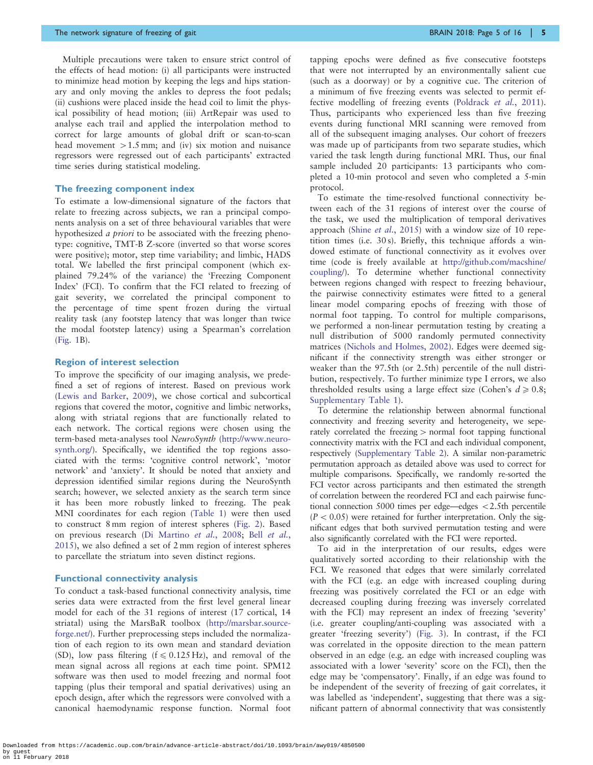Multiple precautions were taken to ensure strict control of the effects of head motion: (i) all participants were instructed to minimize head motion by keeping the legs and hips stationary and only moving the ankles to depress the foot pedals; (ii) cushions were placed inside the head coil to limit the physical possibility of head motion; (iii) ArtRepair was used to analyse each trail and applied the interpolation method to correct for large amounts of global drift or scan-to-scan head movement $> 1.5$ mm; and (iv) six motion and nuisance regressors were regressed out of each participants' extracted time series during statistical modeling.

### The freezing component index

To estimate a low-dimensional signature of the factors that relate to freezing across subjects, we ran a principal components analysis on a set of three behavioural variables that were hypothesized *a priori* to be associated with the freezing phenotype: cognitive, TMT-B Z-score (inverted so that worse scores were positive); motor, step time variability; and limbic, HADS total. We labelled the first principal component (which explained 79.24% of the variance) the 'Freezing Component Index' (FCI). To confirm that the FCI related to freezing of gait severity, we correlated the principal component to the percentage of time spent frozen during the virtual reality task (any footstep latency that was longer than twice the modal footstep latency) using a Spearman's correlation (Fig. 1B).

### Region of interest selection

To improve the specificity of our imaging analysis, we predefined a set of regions of interest. Based on previous work (Lewis and Barker, 2009), we chose cortical and subcortical regions that covered the motor, cognitive and limbic networks, along with striatal regions that are functionally related to each network. The cortical regions were chosen using the term-based meta-analyses tool *NeuroSynth* (http://www.neurosynth.org/). Specifically, we identified the top regions associated with the terms: 'cognitive control network', 'motor network' and 'anxiety'. It should be noted that anxiety and depression identified similar regions during the NeuroSynth search; however, we selected anxiety as the search term since it has been more robustly linked to freezing. The peak MNI coordinates for each region (Table 1) were then used to construct 8 mm region of interest spheres (Fig. 2). Based on previous research (Di Martino *et al.*, 2008; Bell *et al.*, 2015), we also defined a set of 2 mm region of interest spheres to parcellate the striatum into seven distinct regions.

### Functional connectivity analysis

To conduct a task-based functional connectivity analysis, time series data were extracted from the first level general linear model for each of the 31 regions of interest (17 cortical, 14 striatal) using the MarsBaR toolbox (http://marsbar.sourceforge.net/). Further preprocessing steps included the normalization of each region to its own mean and standard deviation (SD), low pass filtering ($f \leqslant 0.125$ Hz), and removal of the mean signal across all regions at each time point. SPM12 software was then used to model freezing and normal foot tapping (plus their temporal and spatial derivatives) using an epoch design, after which the regressors were convolved with a canonical haemodynamic response function. Normal foot tapping epochs were defined as five consecutive footsteps that were not interrupted by an environmentally salient cue (such as a doorway) or by a cognitive cue. The criterion of a minimum of five freezing events was selected to permit effective modelling of freezing events (Poldrack *et al.*, 2011). Thus, participants who experienced less than five freezing events during functional MRI scanning were removed from all of the subsequent imaging analyses. Our cohort of freezers was made up of participants from two separate studies, which varied the task length during functional MRI. Thus, our final sample included 20 participants: 13 participants who completed a 10-min protocol and seven who completed a 5-min protocol.

To estimate the time-resolved functional connectivity between each of the 31 regions of interest over the course of the task, we used the multiplication of temporal derivatives approach (Shine *et al.*, 2015) with a window size of 10 repetition times (i.e. 30 s). Briefly, this technique affords a windowed estimate of functional connectivity as it evolves over time (code is freely available at http://github.com/macshine/coupling/). To determine whether functional connectivity between regions changed with respect to freezing behaviour, the pairwise connectivity estimates were fitted to a general linear model comparing epochs of freezing with those of normal foot tapping. To control for multiple comparisons, we performed a non-linear permutation testing by creating a null distribution of 5000 randomly permuted connectivity matrices (Nichols and Holmes, 2002). Edges were deemed significant if the connectivity strength was either stronger or weaker than the 97.5th (or 2.5th) percentile of the null distribution, respectively. To further minimize type I errors, we also thresholded results using a large effect size (Cohen's $d \geqslant 0.8$; Supplementary Table 1).

To determine the relationship between abnormal functional connectivity and freezing severity and heterogeneity, we seperately correlated the freezing > normal foot tapping functional connectivity matrix with the FCI and each individual component, respectively (Supplementary Table 2). A similar non-parametric permutation approach as detailed above was used to correct for multiple comparisons. Specifically, we randomly re-sorted the FCI vector across participants and then estimated the strength of correlation between the reordered FCI and each pairwise functional connection 5000 times per edge—edges < 2.5th percentile ($P < 0.05$) were retained for further interpretation. Only the significant edges that both survived permutation testing and were also significantly correlated with the FCI were reported.

To aid in the interpretation of our results, edges were qualitatively sorted according to their relationship with the FCI. We reasoned that edges that were similarly correlated with the FCI (e.g. an edge with increased coupling during freezing was positively correlated the FCI or an edge with decreased coupling during freezing was inversely correlated with the FCI) may represent an index of freezing 'severity' (i.e. greater coupling/anti-coupling was associated with a greater 'freezing severity') (Fig. 3). In contrast, if the FCI was correlated in the opposite direction to the mean pattern observed in an edge (e.g. an edge with increased coupling was associated with a lower 'severity' score on the FCI), then the edge may be 'compensatory'. Finally, if an edge was found to be independent of the severity of freezing of gait correlates, it was labelled as 'independent', suggesting that there was a significant pattern of abnormal connectivity that was consistently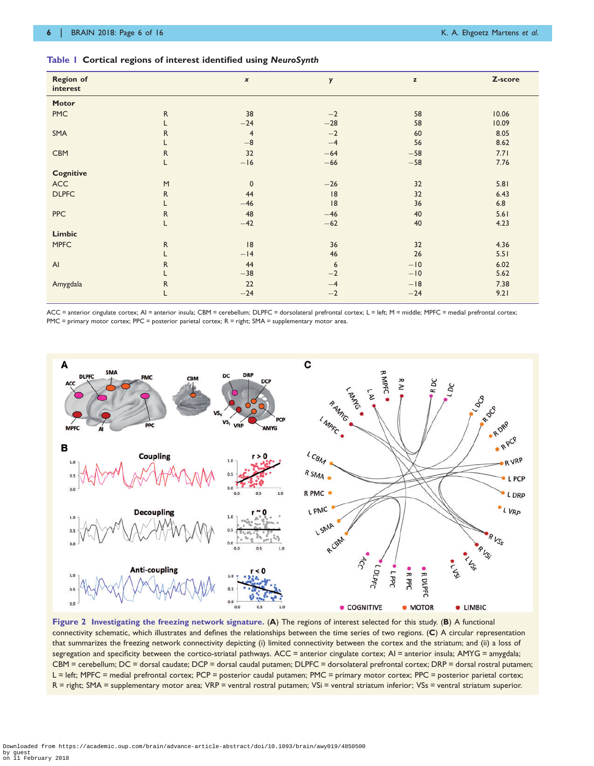**Table 1 Cortical regions of interest identified using *NeuroSynth***

| Region of interest | | x | y | z | Z-score |
|---|---|---|---|---|---|
| **Motor** | | | | | |
| PMC | R | 38 | −2 | 58 | 10.06 |
| | L | −24 | −28 | 58 | 10.09 |
| SMA | R | 4 | −2 | 60 | 8.05 |
| | L | −8 | −4 | 56 | 8.62 |
| CBM | R | 32 | −64 | −58 | 7.71 |
| | L | −16 | −66 | −58 | 7.76 |
| **Cognitive** | | | | | |
| ACC | M | 0 | −26 | 32 | 5.81 |
| DLPFC | R | 44 | 18 | 32 | 6.43 |
| | L | −46 | 18 | 36 | 6.8 |
| PPC | R | 48 | −46 | 40 | 5.61 |
| | L | −42 | −62 | 40 | 4.23 |
| **Limbic** | | | | | |
| MPFC | R | 18 | 36 | 32 | 4.36 |
| | L | −14 | 46 | 26 | 5.51 |
| AI | R | 44 | 6 | −10 | 6.02 |
| | L | −38 | −2 | −10 | 5.62 |
| Amygdala | R | 22 | −4 | −18 | 7.38 |
| | L | −24 | −2 | −24 | 9.21 |

ACC = anterior cingulate cortex; AI = anterior insula; CBM = cerebellum; DLPFC = dorsolateral prefrontal cortex; L = left; M = middle; MPFC = medial prefrontal cortex; PMC = primary motor cortex; PPC = posterior parietal cortex; R = right; SMA = supplementary motor area.

**Figure 2 Investigating the freezing network signature.** (**A**) The regions of interest selected for this study. (**B**) A functional connectivity schematic, which illustrates and defines the relationships between the time series of two regions. (**C**) A circular representation that summarizes the freezing network connectivity depicting (i) limited connectivity between the cortex and the striatum; and (ii) a loss of segregation and specificity between the cortico-striatal pathways. ACC = anterior cingulate cortex; AI = anterior insula; AMYG = amygdala; CBM = cerebellum; DC = dorsal caudate; DCP = dorsal caudal putamen; DLPFC = dorsolateral prefrontal cortex; DRP = dorsal rostral putamen; L = left; MPFC = medial prefrontal cortex; PCP = posterior caudal putamen; PMC = primary motor cortex; PPC = posterior parietal cortex; R = right; SMA = supplementary motor area; VRP = ventral rostral putamen; VSi = ventral striatum inferior; VSs = ventral striatum superior.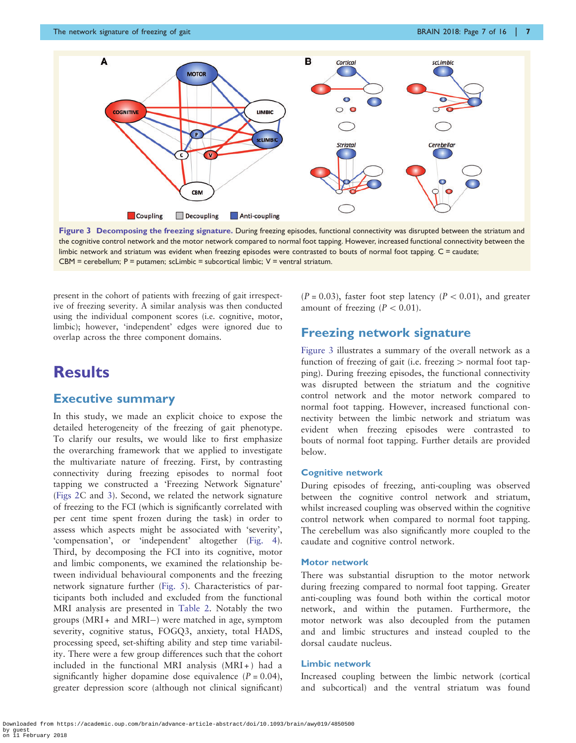**Figure 3 Decomposing the freezing signature.** During freezing episodes, functional connectivity was disrupted between the striatum and the cognitive control network and the motor network compared to normal foot tapping. However, increased functional connectivity between the limbic network and striatum was evident when freezing episodes were contrasted to bouts of normal foot tapping. C = caudate; CBM = cerebellum; P = putamen; scLimbic = subcortical limbic; V = ventral striatum.

present in the cohort of patients with freezing of gait irrespective of freezing severity. A similar analysis was then conducted using the individual component scores (i.e. cognitive, motor, limbic); however, 'independent' edges were ignored due to overlap across the three component domains.

# Results

## Executive summary

In this study, we made an explicit choice to expose the detailed heterogeneity of the freezing of gait phenotype. To clarify our results, we would like to first emphasize the overarching framework that we applied to investigate the multivariate nature of freezing. First, by contrasting connectivity during freezing episodes to normal foot tapping we constructed a 'Freezing Network Signature' (Figs 2C and 3). Second, we related the network signature of freezing to the FCI (which is significantly correlated with per cent time spent frozen during the task) in order to assess which aspects might be associated with 'severity', 'compensation', or 'independent' altogether (Fig. 4). Third, by decomposing the FCI into its cognitive, motor and limbic components, we examined the relationship between individual behavioural components and the freezing network signature further (Fig. 5). Characteristics of participants both included and excluded from the functional MRI analysis are presented in Table 2. Notably the two groups (MRI+ and MRI−) were matched in age, symptom severity, cognitive status, FOGQ3, anxiety, total HADS, processing speed, set-shifting ability and step time variability. There were a few group differences such that the cohort included in the functional MRI analysis (MRI+) had a significantly higher dopamine dose equivalence ($P = 0.04$), greater depression score (although not clinical significant) ($P = 0.03$), faster foot step latency ($P < 0.01$), and greater amount of freezing ($P < 0.01$).

## Freezing network signature

Figure 3 illustrates a summary of the overall network as a function of freezing of gait (i.e. freezing > normal foot tapping). During freezing episodes, the functional connectivity was disrupted between the striatum and the cognitive control network and the motor network compared to normal foot tapping. However, increased functional connectivity between the limbic network and striatum was evident when freezing episodes were contrasted to bouts of normal foot tapping. Further details are provided below.

### Cognitive network

During episodes of freezing, anti-coupling was observed between the cognitive control network and striatum, whilst increased coupling was observed within the cognitive control network when compared to normal foot tapping. The cerebellum was also significantly more coupled to the caudate and cognitive control network.

### Motor network

There was substantial disruption to the motor network during freezing compared to normal foot tapping. Greater anti-coupling was found both within the cortical motor network, and within the putamen. Furthermore, the motor network was also decoupled from the putamen and and limbic structures and instead coupled to the dorsal caudate nucleus.

### Limbic network

Increased coupling between the limbic network (cortical and subcortical) and the ventral striatum was found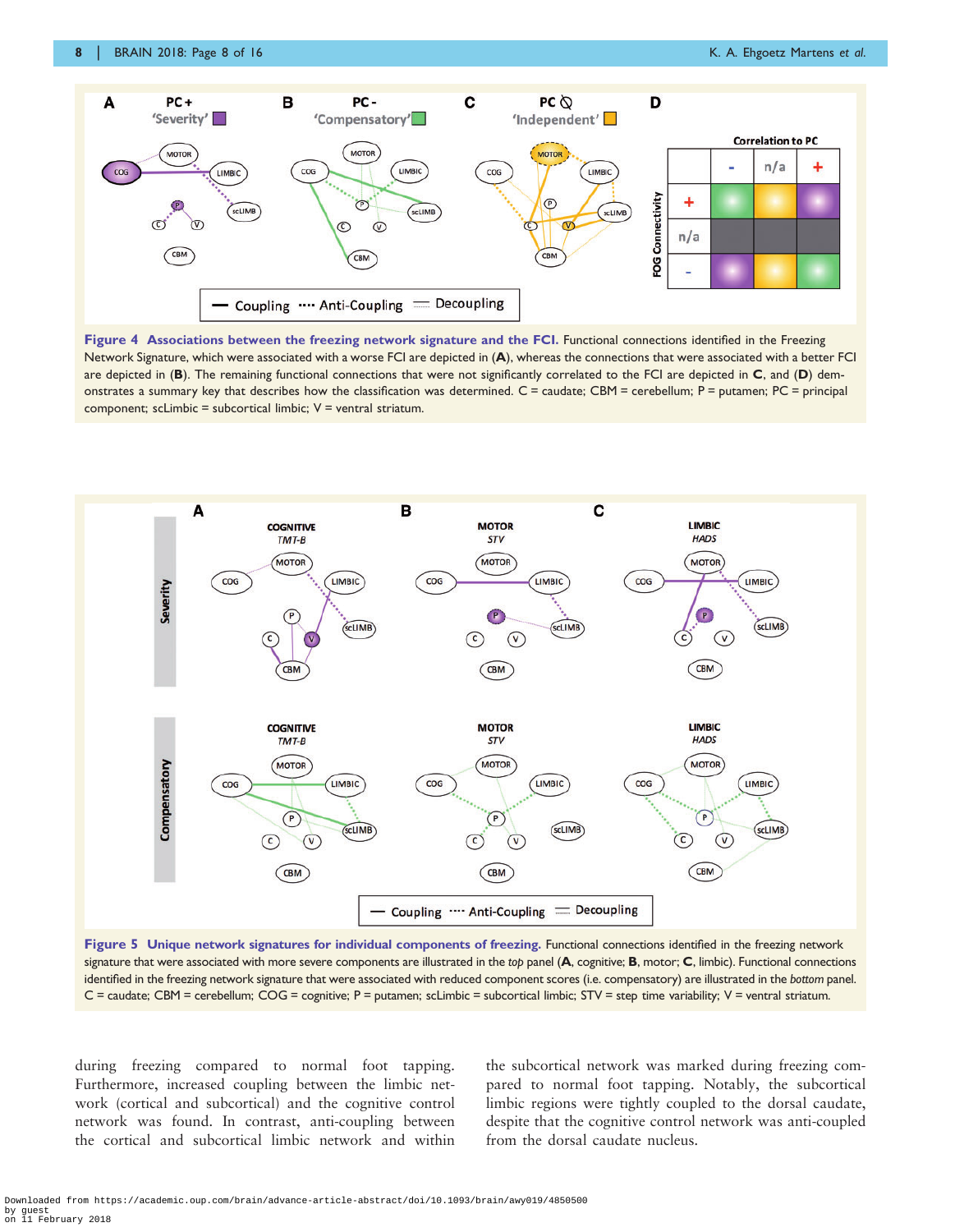**Figure 4 Associations between the freezing network signature and the FCI.** Functional connections identified in the Freezing Network Signature, which were associated with a worse FCI are depicted in (**A**), whereas the connections that were associated with a better FCI are depicted in (**B**). The remaining functional connections that were not significantly correlated to the FCI are depicted in **C**, and (**D**) demonstrates a summary key that describes how the classification was determined. C = caudate; CBM = cerebellum; P = putamen; PC = principal component; scLimbic = subcortical limbic; V = ventral striatum.

**Figure 5 Unique network signatures for individual components of freezing.** Functional connections identified in the freezing network signature that were associated with more severe components are illustrated in the *top* panel (**A**, cognitive; **B**, motor; **C**, limbic). Functional connections identified in the freezing network signature that were associated with reduced component scores (i.e. compensatory) are illustrated in the *bottom* panel. C = caudate; CBM = cerebellum; COG = cognitive; P = putamen; scLimbic = subcortical limbic; STV = step time variability; V = ventral striatum.

during freezing compared to normal foot tapping. Furthermore, increased coupling between the limbic network (cortical and subcortical) and the cognitive control network was found. In contrast, anti-coupling between the cortical and subcortical limbic network and within the subcortical network was marked during freezing compared to normal foot tapping. Notably, the subcortical limbic regions were tightly coupled to the dorsal caudate, despite that the cognitive control network was anti-coupled from the dorsal caudate nucleus.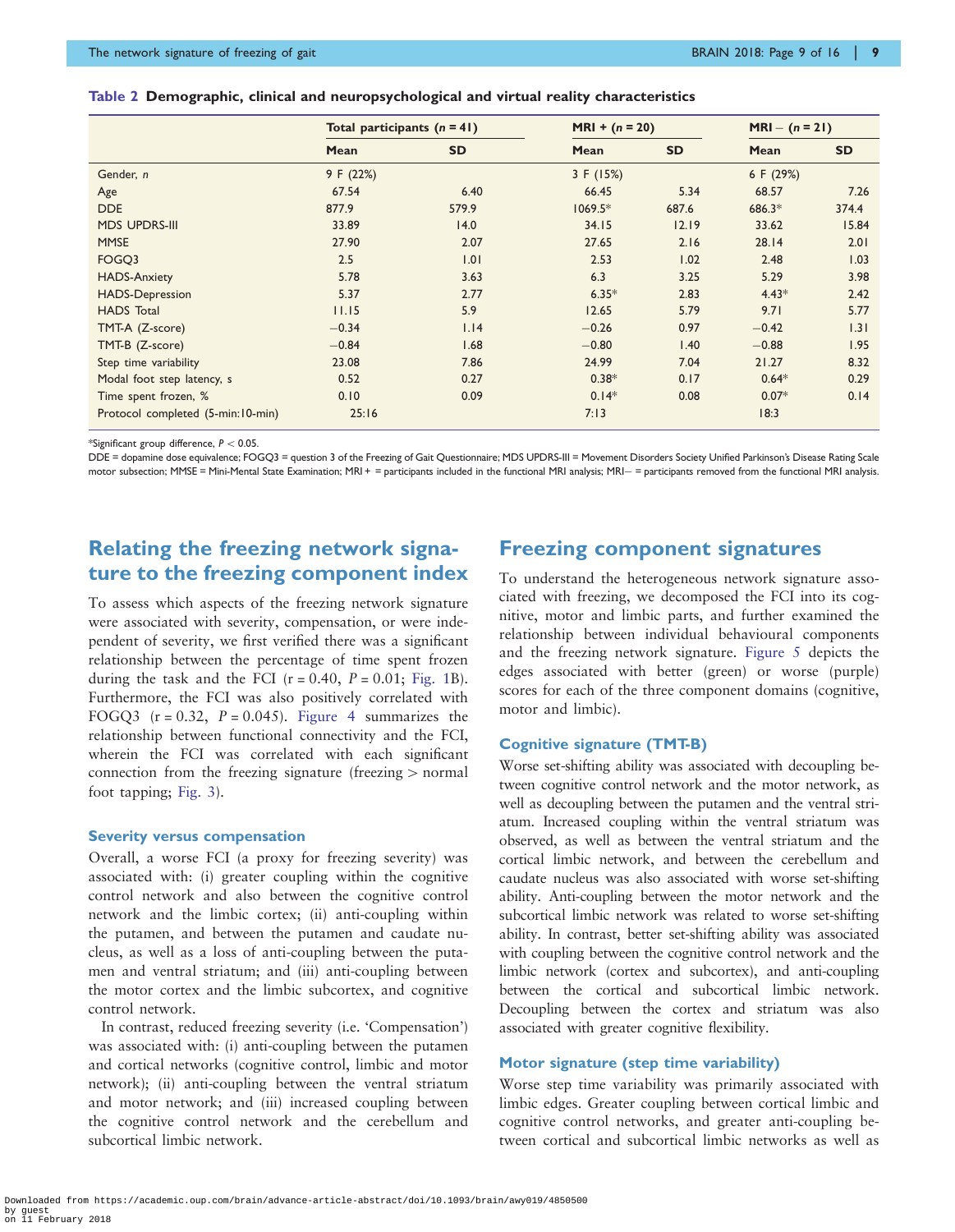**Table 2 Demographic, clinical and neuropsychological and virtual reality characteristics**

| | Total participants (n = 41) | | MRI + (n = 20) | | MRI − (n = 21) | |
|---|---|---|---|---|---|---|
| | Mean | SD | Mean | SD | Mean | SD |
| Gender, n | 9 F (22%) | | 3 F (15%) | | 6 F (29%) | |
| Age | 67.54 | 6.40 | 66.45 | 5.34 | 68.57 | 7.26 |
| DDE | 877.9 | 579.9 | 1069.5* | 687.6 | 686.3* | 374.4 |
| MDS UPDRS-III | 33.89 | 14.0 | 34.15 | 12.19 | 33.62 | 15.84 |
| MMSE | 27.90 | 2.07 | 27.65 | 2.16 | 28.14 | 2.01 |
| FOGQ3 | 2.5 | 1.01 | 2.53 | 1.02 | 2.48 | 1.03 |
| HADS-Anxiety | 5.78 | 3.63 | 6.3 | 3.25 | 5.29 | 3.98 |
| HADS-Depression | 5.37 | 2.77 | 6.35* | 2.83 | 4.43* | 2.42 |
| HADS Total | 11.15 | 5.9 | 12.65 | 5.79 | 9.71 | 5.77 |
| TMT-A (Z-score) | −0.34 | 1.14 | −0.26 | 0.97 | −0.42 | 1.31 |
| TMT-B (Z-score) | −0.84 | 1.68 | −0.80 | 1.40 | −0.88 | 1.95 |
| Step time variability | 23.08 | 7.86 | 24.99 | 7.04 | 21.27 | 8.32 |
| Modal foot step latency, s | 0.52 | 0.27 | 0.38* | 0.17 | 0.64* | 0.29 |
| Time spent frozen, % | 0.10 | 0.09 | 0.14* | 0.08 | 0.07* | 0.14 |
| Protocol completed (5-min:10-min) | 25:16 | | 7:13 | | 18:3 | |

*Significant group difference, $P < 0.05$.

DDE = dopamine dose equivalence; FOGQ3 = question 3 of the Freezing of Gait Questionnaire; MDS UPDRS-III = Movement Disorders Society Unified Parkinson's Disease Rating Scale motor subsection; MMSE = Mini-Mental State Examination; MRI+ = participants included in the functional MRI analysis; MRI− = participants removed from the functional MRI analysis.

## Relating the freezing network signature to the freezing component index

To assess which aspects of the freezing network signature were associated with severity, compensation, or were independent of severity, we first verified there was a significant relationship between the percentage of time spent frozen during the task and the FCI (r = 0.40, P = 0.01; Fig. 1B). Furthermore, the FCI was also positively correlated with FOGQ3 (r = 0.32, P = 0.045). Figure 4 summarizes the relationship between functional connectivity and the FCI, wherein the FCI was correlated with each significant connection from the freezing signature (freezing > normal foot tapping; Fig. 3).

### Severity versus compensation

Overall, a worse FCI (a proxy for freezing severity) was associated with: (i) greater coupling within the cognitive control network and also between the cognitive control network and the limbic cortex; (ii) anti-coupling within the putamen, and between the putamen and caudate nucleus, as well as a loss of anti-coupling between the putamen and ventral striatum; and (iii) anti-coupling between the motor cortex and the limbic subcortex, and cognitive control network.

In contrast, reduced freezing severity (i.e. 'Compensation') was associated with: (i) anti-coupling between the putamen and cortical networks (cognitive control, limbic and motor network); (ii) anti-coupling between the ventral striatum and motor network; and (iii) increased coupling between the cognitive control network and the cerebellum and subcortical limbic network.

## Freezing component signatures

To understand the heterogeneous network signature associated with freezing, we decomposed the FCI into its cognitive, motor and limbic parts, and further examined the relationship between individual behavioural components and the freezing network signature. Figure 5 depicts the edges associated with better (green) or worse (purple) scores for each of the three component domains (cognitive, motor and limbic).

### Cognitive signature (TMT-B)

Worse set-shifting ability was associated with decoupling between cognitive control network and the motor network, as well as decoupling between the putamen and the ventral striatum. Increased coupling within the ventral striatum was observed, as well as between the ventral striatum and the cortical limbic network, and between the cerebellum and caudate nucleus was also associated with worse set-shifting ability. Anti-coupling between the motor network and the subcortical limbic network was related to worse set-shifting ability. In contrast, better set-shifting ability was associated with coupling between the cognitive control network and the limbic network (cortex and subcortex), and anti-coupling between the cortical and subcortical limbic network. Decoupling between the cortex and striatum was also associated with greater cognitive flexibility.

### Motor signature (step time variability)

Worse step time variability was primarily associated with limbic edges. Greater coupling between cortical limbic and cognitive control networks, and greater anti-coupling between cortical and subcortical limbic networks as well as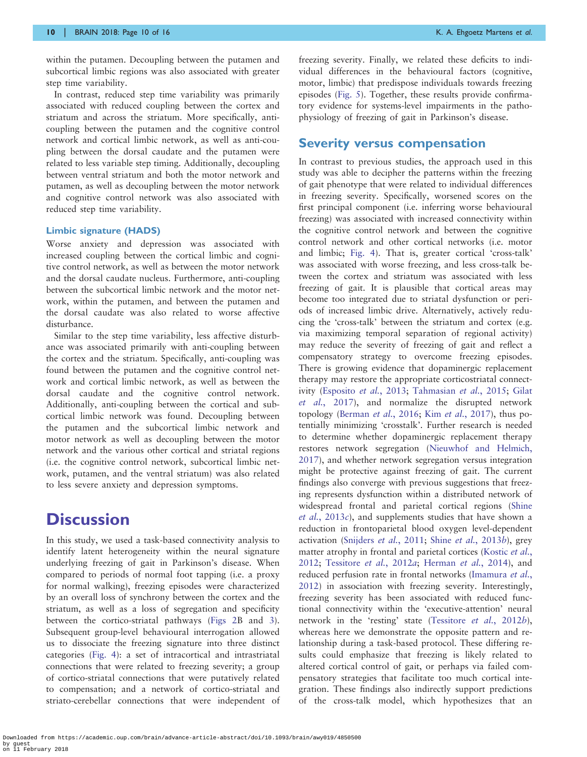within the putamen. Decoupling between the putamen and subcortical limbic regions was also associated with greater step time variability.

In contrast, reduced step time variability was primarily associated with reduced coupling between the cortex and striatum and across the striatum. More specifically, anti-coupling between the putamen and the cognitive control network and cortical limbic network, as well as anti-coupling between the dorsal caudate and the putamen were related to less variable step timing. Additionally, decoupling between ventral striatum and both the motor network and putamen, as well as decoupling between the motor network and cognitive control network was also associated with reduced step time variability.

### Limbic signature (HADS)

Worse anxiety and depression was associated with increased coupling between the cortical limbic and cognitive control network, as well as between the motor network and the dorsal caudate nucleus. Furthermore, anti-coupling between the subcortical limbic network and the motor network, within the putamen, and between the putamen and the dorsal caudate was also related to worse affective disturbance.

Similar to the step time variability, less affective disturbance was associated primarily with anti-coupling between the cortex and the striatum. Specifically, anti-coupling was found between the putamen and the cognitive control network and cortical limbic network, as well as between the dorsal caudate and the cognitive control network. Additionally, anti-coupling between the cortical and subcortical limbic network was found. Decoupling between the putamen and the subcortical limbic network and motor network as well as decoupling between the motor network and the various other cortical and striatal regions (i.e. the cognitive control network, subcortical limbic network, putamen, and the ventral striatum) was also related to less severe anxiety and depression symptoms.

# Discussion

In this study, we used a task-based connectivity analysis to identify latent heterogeneity within the neural signature underlying freezing of gait in Parkinson's disease. When compared to periods of normal foot tapping (i.e. a proxy for normal walking), freezing episodes were characterized by an overall loss of synchrony between the cortex and the striatum, as well as a loss of segregation and specificity between the cortico-striatal pathways (Figs 2B and 3). Subsequent group-level behavioural interrogation allowed us to dissociate the freezing signature into three distinct categories (Fig. 4): a set of intracortical and intrastriatal connections that were related to freezing severity; a group of cortico-striatal connections that were putatively related to compensation; and a network of cortico-striatal and striato-cerebellar connections that were independent of freezing severity. Finally, we related these deficits to individual differences in the behavioural factors (cognitive, motor, limbic) that predispose individuals towards freezing episodes (Fig. 5). Together, these results provide confirmatory evidence for systems-level impairments in the pathophysiology of freezing of gait in Parkinson's disease.

## Severity versus compensation

In contrast to previous studies, the approach used in this study was able to decipher the patterns within the freezing of gait phenotype that were related to individual differences in freezing severity. Specifically, worsened scores on the first principal component (i.e. inferring worse behavioural freezing) was associated with increased connectivity within the cognitive control network and between the cognitive control network and other cortical networks (i.e. motor and limbic; Fig. 4). That is, greater cortical 'cross-talk' was associated with worse freezing, and less cross-talk between the cortex and striatum was associated with less freezing of gait. It is plausible that cortical areas may become too integrated due to striatal dysfunction or periods of increased limbic drive. Alternatively, actively reducing the 'cross-talk' between the striatum and cortex (e.g. via maximizing temporal separation of regional activity) may reduce the severity of freezing of gait and reflect a compensatory strategy to overcome freezing episodes. There is growing evidence that dopaminergic replacement therapy may restore the appropriate corticostriatal connectivity (Esposito *et al.*, 2013; Tahmasian *et al.*, 2015; Gilat *et al.*, 2017), and normalize the disrupted network topology (Berman *et al.*, 2016; Kim *et al.*, 2017), thus potentially minimizing 'crosstalk'. Further research is needed to determine whether dopaminergic replacement therapy restores network segregation (Nieuwhof and Helmich, 2017), and whether network segregation versus integration might be protective against freezing of gait. The current findings also converge with previous suggestions that freezing represents dysfunction within a distributed network of widespread frontal and parietal cortical regions (Shine *et al.*, 2013*c*), and supplements studies that have shown a reduction in frontoparietal blood oxygen level-dependent activation (Snijders *et al.*, 2011; Shine *et al.*, 2013*b*), grey matter atrophy in frontal and parietal cortices (Kostic *et al.*, 2012; Tessitore *et al.*, 2012*a*; Herman *et al.*, 2014), and reduced perfusion rate in frontal networks (Imamura *et al.*, 2012) in association with freezing severity. Interestingly, freezing severity has been associated with reduced functional connectivity within the 'executive-attention' neural network in the 'resting' state (Tessitore *et al.*, 2012*b*), whereas here we demonstrate the opposite pattern and relationship during a task-based protocol. These differing results could emphasize that freezing is likely related to altered cortical control of gait, or perhaps via failed compensatory strategies that facilitate too much cortical integration. These findings also indirectly support predictions of the cross-talk model, which hypothesizes that an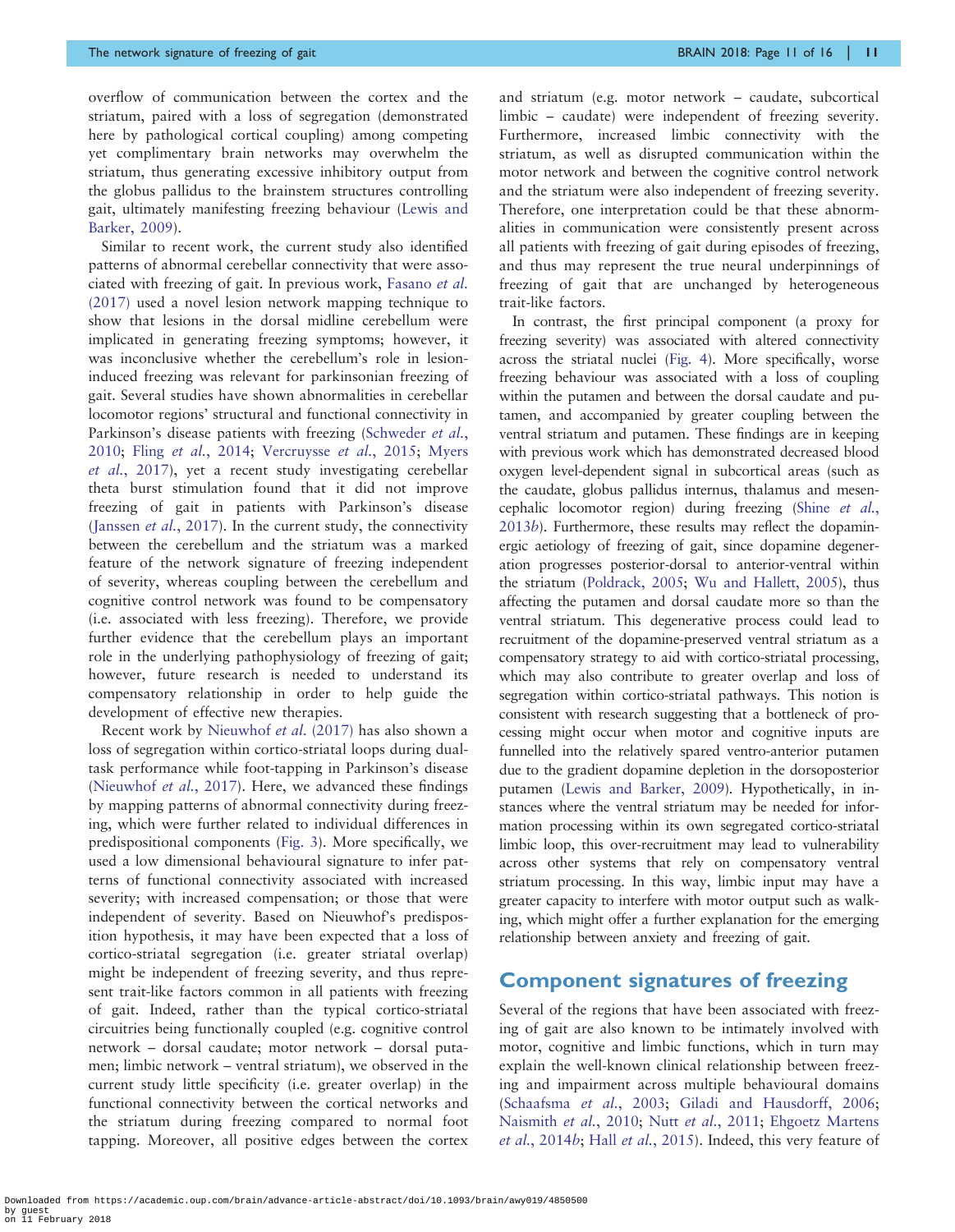overflow of communication between the cortex and the striatum, paired with a loss of segregation (demonstrated here by pathological cortical coupling) among competing yet complimentary brain networks may overwhelm the striatum, thus generating excessive inhibitory output from the globus pallidus to the brainstem structures controlling gait, ultimately manifesting freezing behaviour (Lewis and Barker, 2009).

Similar to recent work, the current study also identified patterns of abnormal cerebellar connectivity that were associated with freezing of gait. In previous work, Fasano *et al.* (2017) used a novel lesion network mapping technique to show that lesions in the dorsal midline cerebellum were implicated in generating freezing symptoms; however, it was inconclusive whether the cerebellum's role in lesion-induced freezing was relevant for parkinsonian freezing of gait. Several studies have shown abnormalities in cerebellar locomotor regions' structural and functional connectivity in Parkinson's disease patients with freezing (Schweder *et al.*, 2010; Fling *et al.*, 2014; Vercruysse *et al.*, 2015; Myers *et al.*, 2017), yet a recent study investigating cerebellar theta burst stimulation found that it did not improve freezing of gait in patients with Parkinson's disease (Janssen *et al.*, 2017). In the current study, the connectivity between the cerebellum and the striatum was a marked feature of the network signature of freezing independent of severity, whereas coupling between the cerebellum and cognitive control network was found to be compensatory (i.e. associated with less freezing). Therefore, we provide further evidence that the cerebellum plays an important role in the underlying pathophysiology of freezing of gait; however, future research is needed to understand its compensatory relationship in order to help guide the development of effective new therapies.

Recent work by Nieuwhof *et al.* (2017) has also shown a loss of segregation within cortico-striatal loops during dual-task performance while foot-tapping in Parkinson's disease (Nieuwhof *et al.*, 2017). Here, we advanced these findings by mapping patterns of abnormal connectivity during freezing, which were further related to individual differences in predispositional components (Fig. 3). More specifically, we used a low dimensional behavioural signature to infer patterns of functional connectivity associated with increased severity; with increased compensation; or those that were independent of severity. Based on Nieuwhof's predisposition hypothesis, it may have been expected that a loss of cortico-striatal segregation (i.e. greater striatal overlap) might be independent of freezing severity, and thus represent trait-like factors common in all patients with freezing of gait. Indeed, rather than the typical cortico-striatal circuitries being functionally coupled (e.g. cognitive control network – dorsal caudate; motor network – dorsal putamen; limbic network – ventral striatum), we observed in the current study little specificity (i.e. greater overlap) in the functional connectivity between the cortical networks and the striatum during freezing compared to normal foot tapping. Moreover, all positive edges between the cortex and striatum (e.g. motor network – caudate, subcortical limbic – caudate) were independent of freezing severity. Furthermore, increased limbic connectivity with the striatum, as well as disrupted communication within the motor network and between the cognitive control network and the striatum were also independent of freezing severity. Therefore, one interpretation could be that these abnormalities in communication were consistently present across all patients with freezing of gait during episodes of freezing, and thus may represent the true neural underpinnings of freezing of gait that are unchanged by heterogeneous trait-like factors.

In contrast, the first principal component (a proxy for freezing severity) was associated with altered connectivity across the striatal nuclei (Fig. 4). More specifically, worse freezing behaviour was associated with a loss of coupling within the putamen and between the dorsal caudate and putamen, and accompanied by greater coupling between the ventral striatum and putamen. These findings are in keeping with previous work which has demonstrated decreased blood oxygen level-dependent signal in subcortical areas (such as the caudate, globus pallidus internus, thalamus and mesencephalic locomotor region) during freezing (Shine *et al.*, 2013*b*). Furthermore, these results may reflect the dopaminergic aetiology of freezing of gait, since dopamine degeneration progresses posterior-dorsal to anterior-ventral within the striatum (Poldrack, 2005; Wu and Hallett, 2005), thus affecting the putamen and dorsal caudate more so than the ventral striatum. This degenerative process could lead to recruitment of the dopamine-preserved ventral striatum as a compensatory strategy to aid with cortico-striatal processing, which may also contribute to greater overlap and loss of segregation within cortico-striatal pathways. This notion is consistent with research suggesting that a bottleneck of processing might occur when motor and cognitive inputs are funnelled into the relatively spared ventro-anterior putamen due to the gradient dopamine depletion in the dorsoposterior putamen (Lewis and Barker, 2009). Hypothetically, in instances where the ventral striatum may be needed for information processing within its own segregated cortico-striatal limbic loop, this over-recruitment may lead to vulnerability across other systems that rely on compensatory ventral striatum processing. In this way, limbic input may have a greater capacity to interfere with motor output such as walking, which might offer a further explanation for the emerging relationship between anxiety and freezing of gait.

## Component signatures of freezing

Several of the regions that have been associated with freezing of gait are also known to be intimately involved with motor, cognitive and limbic functions, which in turn may explain the well-known clinical relationship between freezing and impairment across multiple behavioural domains (Schaafsma *et al.*, 2003; Giladi and Hausdorff, 2006; Naismith *et al.*, 2010; Nutt *et al.*, 2011; Ehgoetz Martens *et al.*, 2014*b*; Hall *et al.*, 2015). Indeed, this very feature of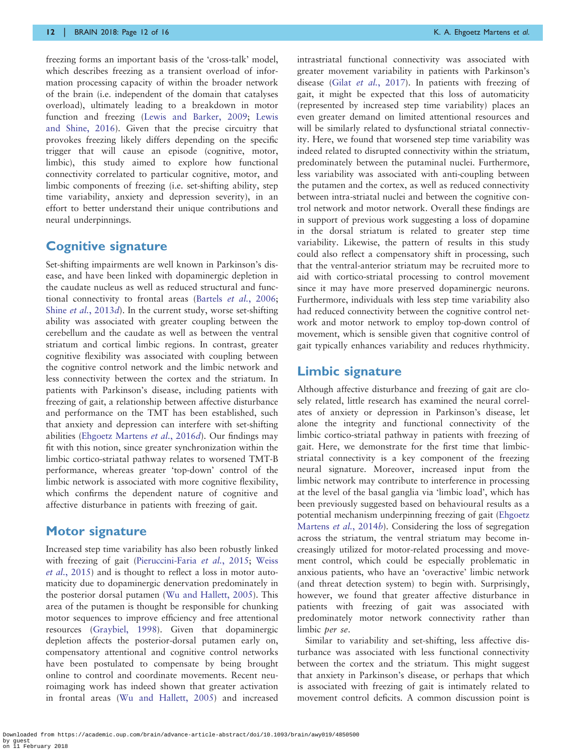freezing forms an important basis of the 'cross-talk' model, which describes freezing as a transient overload of information processing capacity of within the broader network of the brain (i.e. independent of the domain that catalyses overload), ultimately leading to a breakdown in motor function and freezing (Lewis and Barker, 2009; Lewis and Shine, 2016). Given that the precise circuitry that provokes freezing likely differs depending on the specific trigger that will cause an episode (cognitive, motor, limbic), this study aimed to explore how functional connectivity correlated to particular cognitive, motor, and limbic components of freezing (i.e. set-shifting ability, step time variability, anxiety and depression severity), in an effort to better understand their unique contributions and neural underpinnings.

## Cognitive signature

Set-shifting impairments are well known in Parkinson's disease, and have been linked with dopaminergic depletion in the caudate nucleus as well as reduced structural and functional connectivity to frontal areas (Bartels *et al.*, 2006; Shine *et al.*, 2013*d*). In the current study, worse set-shifting ability was associated with greater coupling between the cerebellum and the caudate as well as between the ventral striatum and cortical limbic regions. In contrast, greater cognitive flexibility was associated with coupling between the cognitive control network and the limbic network and less connectivity between the cortex and the striatum. In patients with Parkinson's disease, including patients with freezing of gait, a relationship between affective disturbance and performance on the TMT has been established, such that anxiety and depression can interfere with set-shifting abilities (Ehgoetz Martens *et al.*, 2016*d*). Our findings may fit with this notion, since greater synchronization within the limbic cortico-striatal pathway relates to worsened TMT-B performance, whereas greater 'top-down' control of the limbic network is associated with more cognitive flexibility, which confirms the dependent nature of cognitive and affective disturbance in patients with freezing of gait.

## Motor signature

Increased step time variability has also been robustly linked with freezing of gait (Pieruccini-Faria *et al.*, 2015; Weiss *et al.*, 2015) and is thought to reflect a loss in motor automaticity due to dopaminergic denervation predominately in the posterior dorsal putamen (Wu and Hallett, 2005). This area of the putamen is thought be responsible for chunking motor sequences to improve efficiency and free attentional resources (Graybiel, 1998). Given that dopaminergic depletion affects the posterior-dorsal putamen early on, compensatory attentional and cognitive control networks have been postulated to compensate by being brought online to control and coordinate movements. Recent neuroimaging work has indeed shown that greater activation in frontal areas (Wu and Hallett, 2005) and increased intrastriatal functional connectivity was associated with greater movement variability in patients with Parkinson's disease (Gilat *et al.*, 2017). In patients with freezing of gait, it might be expected that this loss of automaticity (represented by increased step time variability) places an even greater demand on limited attentional resources and will be similarly related to dysfunctional striatal connectivity. Here, we found that worsened step time variability was indeed related to disrupted connectivity within the striatum, predominately between the putaminal nuclei. Furthermore, less variability was associated with anti-coupling between the putamen and the cortex, as well as reduced connectivity between intra-striatal nuclei and between the cognitive control network and motor network. Overall these findings are in support of previous work suggesting a loss of dopamine in the dorsal striatum is related to greater step time variability. Likewise, the pattern of results in this study could also reflect a compensatory shift in processing, such that the ventral-anterior striatum may be recruited more to aid with cortico-striatal processing to control movement since it may have more preserved dopaminergic neurons. Furthermore, individuals with less step time variability also had reduced connectivity between the cognitive control network and motor network to employ top-down control of movement, which is sensible given that cognitive control of gait typically enhances variability and reduces rhythmicity.

## Limbic signature

Although affective disturbance and freezing of gait are closely related, little research has examined the neural correlates of anxiety or depression in Parkinson's disease, let alone the integrity and functional connectivity of the limbic cortico-striatal pathway in patients with freezing of gait. Here, we demonstrate for the first time that limbic-striatal connectivity is a key component of the freezing neural signature. Moreover, increased input from the limbic network may contribute to interference in processing at the level of the basal ganglia via 'limbic load', which has been previously suggested based on behavioural results as a potential mechanism underpinning freezing of gait (Ehgoetz Martens *et al.*, 2014*b*). Considering the loss of segregation across the striatum, the ventral striatum may become increasingly utilized for motor-related processing and movement control, which could be especially problematic in anxious patients, who have an 'overactive' limbic network (and threat detection system) to begin with. Surprisingly, however, we found that greater affective disturbance in patients with freezing of gait was associated with predominately motor network connectivity rather than limbic *per se*.

Similar to variability and set-shifting, less affective disturbance was associated with less functional connectivity between the cortex and the striatum. This might suggest that anxiety in Parkinson's disease, or perhaps that which is associated with freezing of gait is intimately related to movement control deficits. A common discussion point is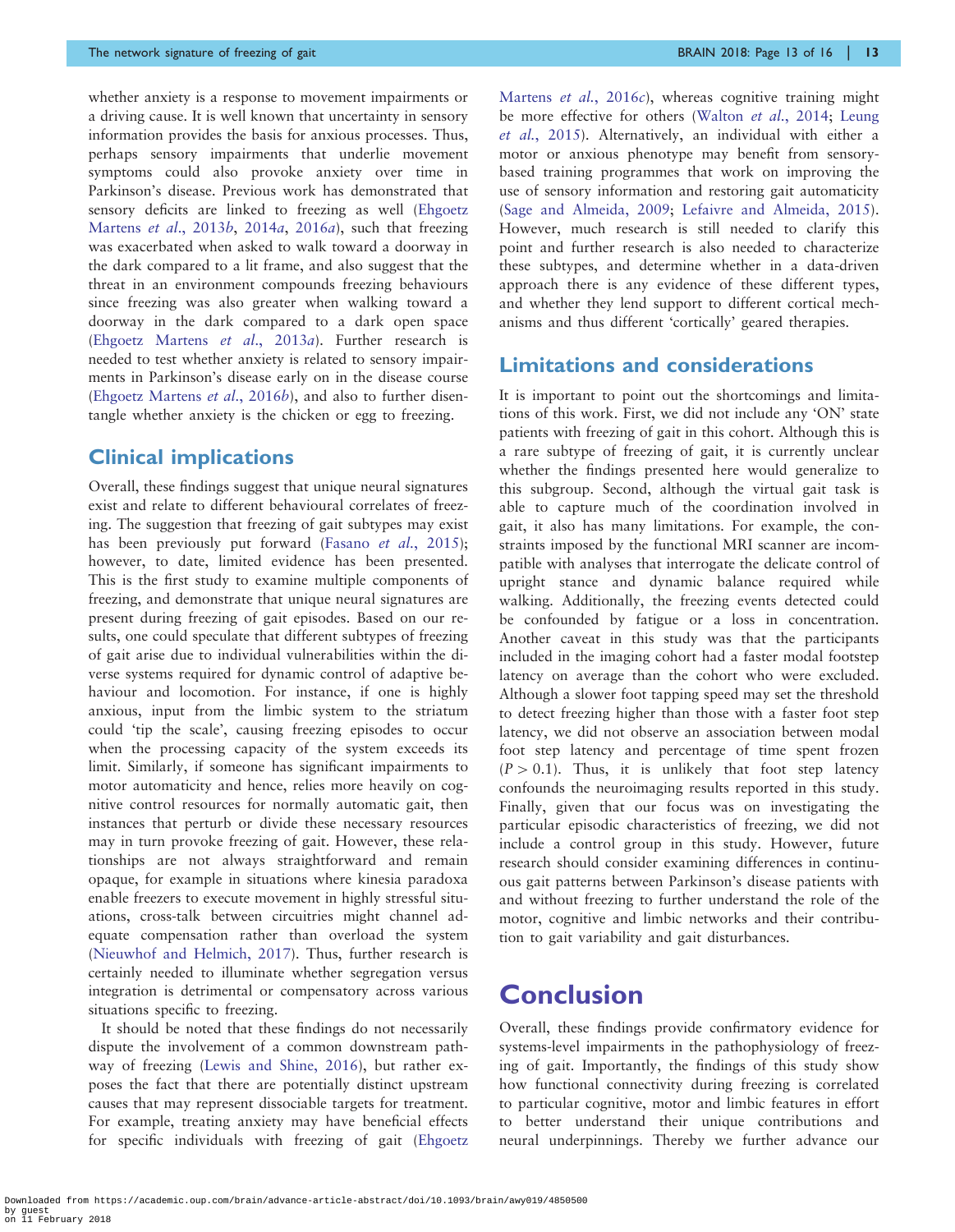whether anxiety is a response to movement impairments or a driving cause. It is well known that uncertainty in sensory information provides the basis for anxious processes. Thus, perhaps sensory impairments that underlie movement symptoms could also provoke anxiety over time in Parkinson's disease. Previous work has demonstrated that sensory deficits are linked to freezing as well (Ehgoetz Martens *et al.*, 2013*b*, 2014*a*, 2016*a*), such that freezing was exacerbated when asked to walk toward a doorway in the dark compared to a lit frame, and also suggest that the threat in an environment compounds freezing behaviours since freezing was also greater when walking toward a doorway in the dark compared to a dark open space (Ehgoetz Martens *et al.*, 2013*a*). Further research is needed to test whether anxiety is related to sensory impairments in Parkinson's disease early on in the disease course (Ehgoetz Martens *et al.*, 2016*b*), and also to further disentangle whether anxiety is the chicken or egg to freezing.

## Clinical implications

Overall, these findings suggest that unique neural signatures exist and relate to different behavioural correlates of freezing. The suggestion that freezing of gait subtypes may exist has been previously put forward (Fasano *et al.*, 2015); however, to date, limited evidence has been presented. This is the first study to examine multiple components of freezing, and demonstrate that unique neural signatures are present during freezing of gait episodes. Based on our results, one could speculate that different subtypes of freezing of gait arise due to individual vulnerabilities within the diverse systems required for dynamic control of adaptive behaviour and locomotion. For instance, if one is highly anxious, input from the limbic system to the striatum could 'tip the scale', causing freezing episodes to occur when the processing capacity of the system exceeds its limit. Similarly, if someone has significant impairments to motor automaticity and hence, relies more heavily on cognitive control resources for normally automatic gait, then instances that perturb or divide these necessary resources may in turn provoke freezing of gait. However, these relationships are not always straightforward and remain opaque, for example in situations where kinesia paradoxa enable freezers to execute movement in highly stressful situations, cross-talk between circuitries might channel adequate compensation rather than overload the system (Nieuwhof and Helmich, 2017). Thus, further research is certainly needed to illuminate whether segregation versus integration is detrimental or compensatory across various situations specific to freezing.

It should be noted that these findings do not necessarily dispute the involvement of a common downstream pathway of freezing (Lewis and Shine, 2016), but rather exposes the fact that there are potentially distinct upstream causes that may represent dissociable targets for treatment. For example, treating anxiety may have beneficial effects for specific individuals with freezing of gait (Ehgoetz Martens *et al.*, 2016*c*), whereas cognitive training might be more effective for others (Walton *et al.*, 2014; Leung *et al.*, 2015). Alternatively, an individual with either a motor or anxious phenotype may benefit from sensory-based training programmes that work on improving the use of sensory information and restoring gait automaticity (Sage and Almeida, 2009; Lefaivre and Almeida, 2015). However, much research is still needed to clarify this point and further research is also needed to characterize these subtypes, and determine whether in a data-driven approach there is any evidence of these different types, and whether they lend support to different cortical mechanisms and thus different 'cortically' geared therapies.

## Limitations and considerations

It is important to point out the shortcomings and limitations of this work. First, we did not include any 'ON' state patients with freezing of gait in this cohort. Although this is a rare subtype of freezing of gait, it is currently unclear whether the findings presented here would generalize to this subgroup. Second, although the virtual gait task is able to capture much of the coordination involved in gait, it also has many limitations. For example, the constraints imposed by the functional MRI scanner are incompatible with analyses that interrogate the delicate control of upright stance and dynamic balance required while walking. Additionally, the freezing events detected could be confounded by fatigue or a loss in concentration. Another caveat in this study was that the participants included in the imaging cohort had a faster modal footstep latency on average than the cohort who were excluded. Although a slower foot tapping speed may set the threshold to detect freezing higher than those with a faster foot step latency, we did not observe an association between modal foot step latency and percentage of time spent frozen ($P > 0.1$). Thus, it is unlikely that foot step latency confounds the neuroimaging results reported in this study. Finally, given that our focus was on investigating the particular episodic characteristics of freezing, we did not include a control group in this study. However, future research should consider examining differences in continuous gait patterns between Parkinson's disease patients with and without freezing to further understand the role of the motor, cognitive and limbic networks and their contribution to gait variability and gait disturbances.

# Conclusion

Overall, these findings provide confirmatory evidence for systems-level impairments in the pathophysiology of freezing of gait. Importantly, the findings of this study show how functional connectivity during freezing is correlated to particular cognitive, motor and limbic features in effort to better understand their unique contributions and neural underpinnings. Thereby we further advance our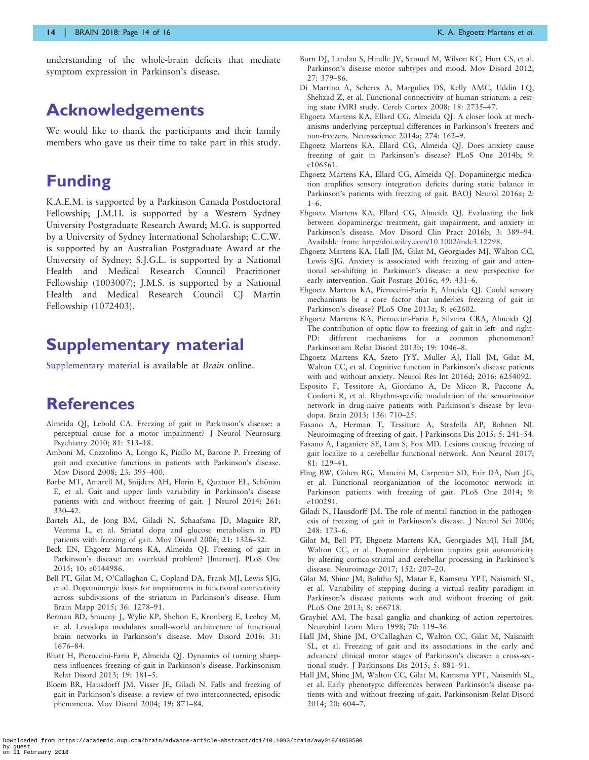understanding of the whole-brain deficits that mediate symptom expression in Parkinson's disease.

# Acknowledgements

We would like to thank the participants and their family members who gave us their time to take part in this study.

# Funding

K.A.E.M. is supported by a Parkinson Canada Postdoctoral Fellowship; J.M.H. is supported by a Western Sydney University Postgraduate Research Award; M.G. is supported by a University of Sydney International Scholarship; C.C.W. is supported by an Australian Postgraduate Award at the University of Sydney; S.J.G.L. is supported by a National Health and Medical Research Council Practitioner Fellowship (1003007); J.M.S. is supported by a National Health and Medical Research Council CJ Martin Fellowship (1072403).

# Supplementary material

Supplementary material is available at *Brain* online.

# References

Almeida QJ, Lebold CA. Freezing of gait in Parkinson's disease: a perceptual cause for a motor impairment? J Neurol Neurosurg Psychiatry 2010; 81: 513–18.

Amboni M, Cozzolino A, Longo K, Picillo M, Barone P. Freezing of gait and executive functions in patients with Parkinson's disease. Mov Disord 2008; 23: 395–400.

Barbe MT, Amarell M, Snijders AH, Florin E, Quatuor EL, Schönau E, et al. Gait and upper limb variability in Parkinson's disease patients with and without freezing of gait. J Neurol 2014; 261: 330–42.

Bartels AL, de Jong BM, Giladi N, Schaafsma JD, Maguire RP, Veenma L, et al. Striatal dopa and glucose metabolism in PD patients with freezing of gait. Mov Disord 2006; 21: 1326–32.

Beck EN, Ehgoetz Martens KA, Almeida QJ. Freezing of gait in Parkinson's disease: an overload problem? [Internet]. PLoS One 2015; 10: e0144986.

Bell PT, Gilat M, O'Callaghan C, Copland DA, Frank MJ, Lewis SJG, et al. Dopaminergic basis for impairments in functional connectivity across subdivisions of the striatum in Parkinson's disease. Hum Brain Mapp 2015; 36: 1278–91.

Berman BD, Smucny J, Wylie KP, Shelton E, Kronberg E, Leehey M, et al. Levodopa modulates small-world architecture of functional brain networks in Parkinson's disease. Mov Disord 2016; 31: 1676–84.

Bhatt H, Pieruccini-Faria F, Almeida QJ. Dynamics of turning sharpness influences freezing of gait in Parkinson's disease. Parkinsonism Relat Disord 2013; 19: 181–5.

Bloem BR, Hausdorff JM, Visser JE, Giladi N. Falls and freezing of gait in Parkinson's disease: a review of two interconnected, episodic phenomena. Mov Disord 2004; 19: 871–84.

Burn DJ, Landau S, Hindle JV, Samuel M, Wilson KC, Hurt CS, et al. Parkinson's disease motor subtypes and mood. Mov Disord 2012; 27: 379–86.

Di Martino A, Scheres A, Margulies DS, Kelly AMC, Uddin LQ, Shehzad Z, et al. Functional connectivity of human striatum: a resting state fMRI study. Cereb Cortex 2008; 18: 2735–47.

Ehgoetz Martens KA, Ellard CG, Almeida QJ. A closer look at mechanisms underlying perceptual differences in Parkinson's freezers and non-freezers. Neuroscience 2014a; 274: 162–9.

Ehgoetz Martens KA, Ellard CG, Almeida QJ. Does anxiety cause freezing of gait in Parkinson's disease? PLoS One 2014b; 9: e106561.

Ehgoetz Martens KA, Ellard CG, Almeida QJ. Dopaminergic medication amplifies sensory integration deficits during static balance in Parkinson's patients with freezing of gait. BAOJ Neurol 2016a; 2: 1–6.

Ehgoetz Martens KA, Ellard CG, Almeida QJ. Evaluating the link between dopaminergic treatment, gait impairment, and anxiety in Parkinson's disease. Mov Disord Clin Pract 2016b; 3: 389–94. Available from: http://doi.wiley.com/10.1002/mdc3.12298.

Ehgoetz Martens KA, Hall JM, Gilat M, Georgiades MJ, Walton CC, Lewis SJG. Anxiety is associated with freezing of gait and attentional set-shifting in Parkinson's disease: a new perspective for early intervention. Gait Posture 2016c; 49: 431–6.

Ehgoetz Martens KA, Pieruccini-Faria F, Almeida QJ. Could sensory mechanisms be a core factor that underlies freezing of gait in Parkinson's disease? PLoS One 2013a; 8: e62602.

Ehgoetz Martens KA, Pieruccini-Faria F, Silveira CRA, Almeida QJ. The contribution of optic flow to freezing of gait in left- and right-PD: different mechanisms for a common phenomenon? Parkinsonism Relat Disord 2013b; 19: 1046–8.

Ehgoetz Martens KA, Szeto JYY, Muller AJ, Hall JM, Gilat M, Walton CC, et al. Cognitive function in Parkinson's disease patients with and without anxiety. Neurol Res Int 2016d; 2016: 6254092.

Esposito F, Tessitore A, Giordano A, De Micco R, Paccone A, Conforti R, et al. Rhythm-specific modulation of the sensorimotor network in drug-naive patients with Parkinson's disease by levodopa. Brain 2013; 136: 710–25.

Fasano A, Herman T, Tessitore A, Strafella AP, Bohnen NI. Neuroimaging of freezing of gait. J Parkinsons Dis 2015; 5: 241–54.

Fasano A, Laganiere SE, Lam S, Fox MD. Lesions causing freezing of gait localize to a cerebellar functional network. Ann Neurol 2017; 81: 129–41.

Fling BW, Cohen RG, Mancini M, Carpenter SD, Fair DA, Nutt JG, et al. Functional reorganization of the locomotor network in Parkinson patients with freezing of gait. PLoS One 2014; 9: e100291.

Giladi N, Hausdorff JM. The role of mental function in the pathogenesis of freezing of gait in Parkinson's disease. J Neurol Sci 2006; 248: 173–6.

Gilat M, Bell PT, Ehgoetz Martens KA, Georgiades MJ, Hall JM, Walton CC, et al. Dopamine depletion impairs gait automaticity by altering cortico-striatal and cerebellar processing in Parkinson's disease. Neuroimage 2017; 152: 207–20.

Gilat M, Shine JM, Bolitho SJ, Matar E, Kamsma YPT, Naismith SL, et al. Variability of stepping during a virtual reality paradigm in Parkinson's disease patients with and without freezing of gait. PLoS One 2013; 8: e66718.

Graybiel AM. The basal ganglia and chunking of action repertoires. Neurobiol Learn Mem 1998; 70: 119–36.

Hall JM, Shine JM, O'Callaghan C, Walton CC, Gilat M, Naismith SL, et al. Freezing of gait and its associations in the early and advanced clinical motor stages of Parkinson's disease: a cross-sectional study. J Parkinsons Dis 2015; 5: 881–91.

Hall JM, Shine JM, Walton CC, Gilat M, Kamsma YPT, Naismith SL, et al. Early phenotypic differences between Parkinson's disease patients with and without freezing of gait. Parkinsonism Relat Disord 2014; 20: 604–7.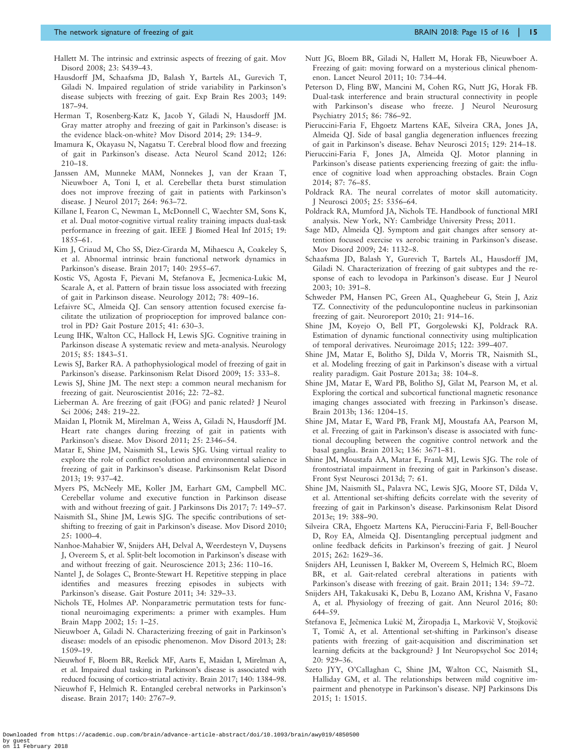Hallett M. The intrinsic and extrinsic aspects of freezing of gait. Mov Disord 2008; 23: S439–43.

Hausdorff JM, Schaafsma JD, Balash Y, Bartels AL, Gurevich T, Giladi N. Impaired regulation of stride variability in Parkinson's disease subjects with freezing of gait. Exp Brain Res 2003; 149: 187–94.

Herman T, Rosenberg-Katz K, Jacob Y, Giladi N, Hausdorff JM. Gray matter atrophy and freezing of gait in Parkinson's disease: is the evidence black-on-white? Mov Disord 2014; 29: 134–9.

Imamura K, Okayasu N, Nagatsu T. Cerebral blood flow and freezing of gait in Parkinson's disease. Acta Neurol Scand 2012; 126: 210–18.

Janssen AM, Munneke MAM, Nonnekes J, van der Kraan T, Nieuwboer A, Toni I, et al. Cerebellar theta burst stimulation does not improve freezing of gait in patients with Parkinson's disease. J Neurol 2017; 264: 963–72.

Killane I, Fearon C, Newman L, McDonnell C, Waechter SM, Sons K, et al. Dual motor-cognitive virtual reality training impacts dual-task performance in freezing of gait. IEEE J Biomed Heal Inf 2015; 19: 1855–61.

Kim J, Criaud M, Cho SS, Díez-Cirarda M, Mihaescu A, Coakeley S, et al. Abnormal intrinsic brain functional network dynamics in Parkinson's disease. Brain 2017; 140: 2955–67.

Kostic VS, Agosta F, Pievani M, Stefanova E, Jecmenica-Lukic M, Scarale A, et al. Pattern of brain tissue loss associated with freezing of gait in Parkinson disease. Neurology 2012; 78: 409–16.

Lefaivre SC, Almeida QJ. Can sensory attention focused exercise facilitate the utilization of proprioception for improved balance control in PD? Gait Posture 2015; 41: 630–3.

Leung IHK, Walton CC, Hallock H, Lewis SJG. Cognitive training in Parkinson disease A systematic review and meta-analysis. Neurology 2015; 85: 1843–51.

Lewis SJ, Barker RA. A pathophysiological model of freezing of gait in Parkinson's disease. Parkinsonism Relat Disord 2009; 15: 333–8.

Lewis SJ, Shine JM. The next step: a common neural mechanism for freezing of gait. Neuroscientist 2016; 22: 72–82.

Lieberman A. Are freezing of gait (FOG) and panic related? J Neurol Sci 2006; 248: 219–22.

Maidan I, Plotnik M, Mirelman A, Weiss A, Giladi N, Hausdorff JM. Heart rate changes during freezing of gait in patients with Parkinson's diseae. Mov Disord 2011; 25: 2346–54.

Matar E, Shine JM, Naismith SL, Lewis SJG. Using virtual reality to explore the role of conflict resolution and environmental salience in freezing of gait in Parkinson's disease. Parkinsonism Relat Disord 2013; 19: 937–42.

Myers PS, McNeely ME, Koller JM, Earhart GM, Campbell MC. Cerebellar volume and executive function in Parkinson disease with and without freezing of gait. J Parkinsons Dis 2017; 7: 149–57.

Naismith SL, Shine JM, Lewis SJG. The specific contributions of set-shifting to freezing of gait in Parkinson's disease. Mov Disord 2010; 25: 1000–4.

Nanhoe-Mahabier W, Snijders AH, Delval A, Weerdesteyn V, Duysens J, Overeem S, et al. Split-belt locomotion in Parkinson's disease with and without freezing of gait. Neuroscience 2013; 236: 110–16.

Nantel J, de Solages C, Bronte-Stewart H. Repetitive stepping in place identifies and measures freezing episodes in subjects with Parkinson's disease. Gait Posture 2011; 34: 329–33.

Nichols TE, Holmes AP. Nonparametric permutation tests for functional neuroimaging experiments: a primer with examples. Hum Brain Mapp 2002; 15: 1–25.

Nieuwboer A, Giladi N. Characterizing freezing of gait in Parkinson's disease: models of an episodic phenomenon. Mov Disord 2013; 28: 1509–19.

Nieuwhof F, Bloem BR, Reelick MF, Aarts E, Maidan I, Mirelman A, et al. Impaired dual tasking in Parkinson's disease is associated with reduced focusing of cortico-striatal activity. Brain 2017; 140: 1384–98.

Nieuwhof F, Helmich R. Entangled cerebral networks in Parkinson's disease. Brain 2017; 140: 2767–9.

Nutt JG, Bloem BR, Giladi N, Hallett M, Horak FB, Nieuwboer A. Freezing of gait: moving forward on a mysterious clinical phenomenon. Lancet Neurol 2011; 10: 734–44.

Peterson D, Fling BW, Mancini M, Cohen RG, Nutt JG, Horak FB. Dual-task interference and brain structural connectivity in people with Parkinson's disease who freeze. J Neurol Neurosurg Psychiatry 2015; 86: 786–92.

Pieruccini-Faria F, Ehgoetz Martens KAE, Silveira CRA, Jones JA, Almeida QJ. Side of basal ganglia degeneration influences freezing of gait in Parkinson's disease. Behav Neurosci 2015; 129: 214–18.

Pieruccini-Faria F, Jones JA, Almeida QJ. Motor planning in Parkinson's disease patients experiencing freezing of gait: the influence of cognitive load when approaching obstacles. Brain Cogn 2014; 87: 76–85.

Poldrack RA. The neural correlates of motor skill automaticity. J Neurosci 2005; 25: 5356–64.

Poldrack RA, Mumford JA, Nichols TE. Handbook of functional MRI analysis. New York, NY: Cambridge University Press; 2011.

Sage MD, Almeida QJ. Symptom and gait changes after sensory attention focused exercise vs aerobic training in Parkinson's disease. Mov Disord 2009; 24: 1132–8.

Schaafsma JD, Balash Y, Gurevich T, Bartels AL, Hausdorff JM, Giladi N. Characterization of freezing of gait subtypes and the response of each to levodopa in Parkinson's disease. Eur J Neurol 2003; 10: 391–8.

Schweder PM, Hansen PC, Green AL, Quaghebeur G, Stein J, Aziz TZ. Connectivity of the pedunculopontine nucleus in parkinsonian freezing of gait. Neuroreport 2010; 21: 914–16.

Shine JM, Koyejo O, Bell PT, Gorgolewski KJ, Poldrack RA. Estimation of dynamic functional connectivity using multiplication of temporal derivatives. Neuroimage 2015; 122: 399–407.

Shine JM, Matar E, Bolitho SJ, Dilda V, Morris TR, Naismith SL, et al. Modeling freezing of gait in Parkinson's disease with a virtual reality paradigm. Gait Posture 2013a; 38: 104–8.

Shine JM, Matar E, Ward PB, Bolitho SJ, Gilat M, Pearson M, et al. Exploring the cortical and subcortical functional magnetic resonance imaging changes associated with freezing in Parkinson's disease. Brain 2013b; 136: 1204–15.

Shine JM, Matar E, Ward PB, Frank MJ, Moustafa AA, Pearson M, et al. Freezing of gait in Parkinson's disease is associated with functional decoupling between the cognitive control network and the basal ganglia. Brain 2013c; 136: 3671–81.

Shine JM, Moustafa AA, Matar E, Frank MJ, Lewis SJG. The role of frontostriatal impairment in freezing of gait in Parkinson's disease. Front Syst Neurosci 2013d; 7: 61.

Shine JM, Naismith SL, Palavra NC, Lewis SJG, Moore ST, Dilda V, et al. Attentional set-shifting deficits correlate with the severity of freezing of gait in Parkinson's disease. Parkinsonism Relat Disord 2013e; 19: 388–90.

Silveira CRA, Ehgoetz Martens KA, Pieruccini-Faria F, Bell-Boucher D, Roy EA, Almeida QJ. Disentangling perceptual judgment and online feedback deficits in Parkinson's freezing of gait. J Neurol 2015; 262: 1629–36.

Snijders AH, Leunissen I, Bakker M, Overeem S, Helmich RC, Bloem BR, et al. Gait-related cerebral alterations in patients with Parkinson's disease with freezing of gait. Brain 2011; 134: 59–72.

Snijders AH, Takakusaki K, Debu B, Lozano AM, Krishna V, Fasano A, et al. Physiology of freezing of gait. Ann Neurol 2016; 80: 644–59.

Stefanova E, Ječmenica Lukić M, Žiropadja L, Marković V, Stojković T, Tomić A, et al. Attentional set-shifting in Parkinson's disease patients with freezing of gait-acquisition and discrimination set learning deficits at the background? J Int Neuropsychol Soc 2014; 20: 929–36.

Szeto JYY, O'Callaghan C, Shine JM, Walton CC, Naismith SL, Halliday GM, et al. The relationships between mild cognitive impairment and phenotype in Parkinson's disease. NPJ Parkinsons Dis 2015; 1: 15015.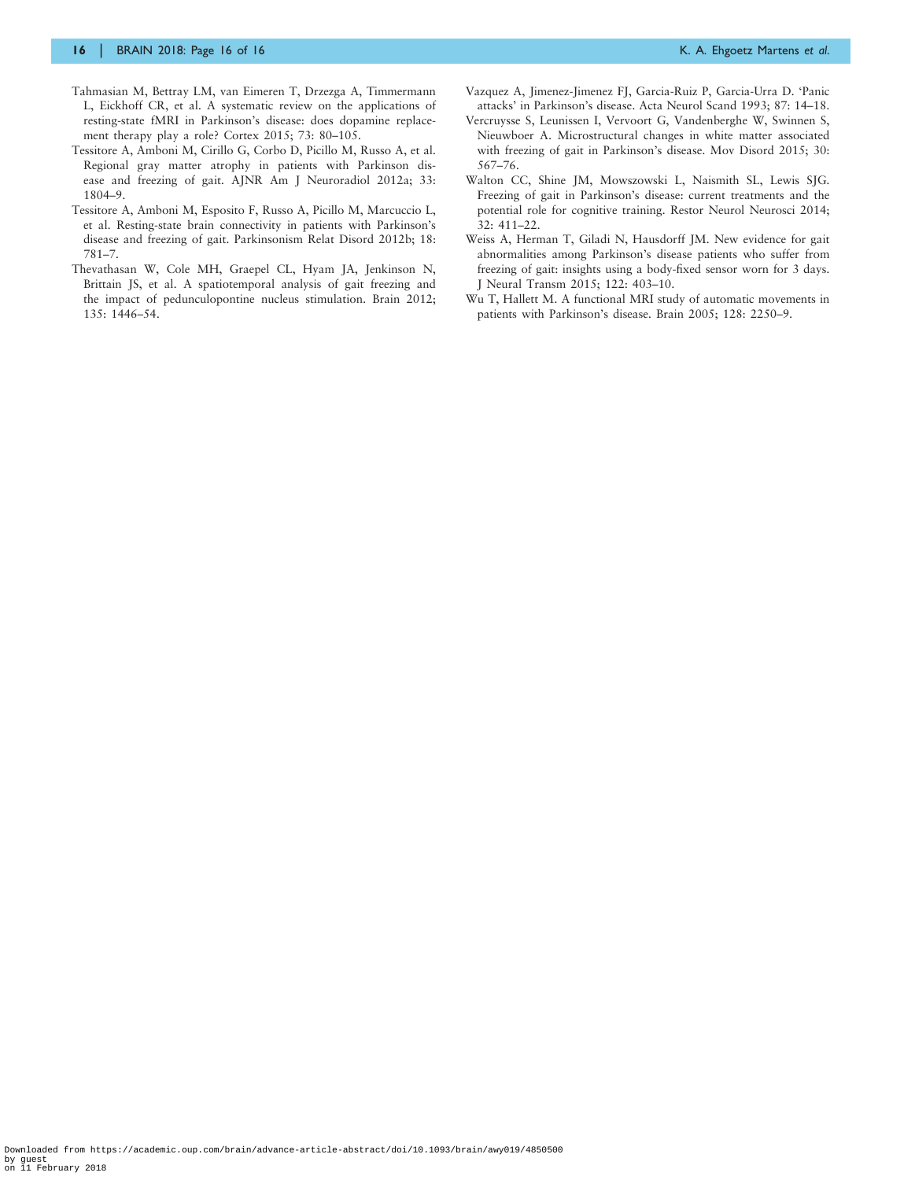Tahmasian M, Bettray LM, van Eimeren T, Drzezga A, Timmermann L, Eickhoff CR, et al. A systematic review on the applications of resting-state fMRI in Parkinson's disease: does dopamine replacement therapy play a role? Cortex 2015; 73: 80–105.

Tessitore A, Amboni M, Cirillo G, Corbo D, Picillo M, Russo A, et al. Regional gray matter atrophy in patients with Parkinson disease and freezing of gait. AJNR Am J Neuroradiol 2012a; 33: 1804–9.

Tessitore A, Amboni M, Esposito F, Russo A, Picillo M, Marcuccio L, et al. Resting-state brain connectivity in patients with Parkinson's disease and freezing of gait. Parkinsonism Relat Disord 2012b; 18: 781–7.

Thevathasan W, Cole MH, Graepel CL, Hyam JA, Jenkinson N, Brittain JS, et al. A spatiotemporal analysis of gait freezing and the impact of pedunculopontine nucleus stimulation. Brain 2012; 135: 1446–54.

Vazquez A, Jimenez-Jimenez FJ, Garcia-Ruiz P, Garcia-Urra D. 'Panic attacks' in Parkinson's disease. Acta Neurol Scand 1993; 87: 14–18.

Vercruysse S, Leunissen I, Vervoort G, Vandenberghe W, Swinnen S, Nieuwboer A. Microstructural changes in white matter associated with freezing of gait in Parkinson's disease. Mov Disord 2015; 30: 567–76.

Walton CC, Shine JM, Mowszowski L, Naismith SL, Lewis SJG. Freezing of gait in Parkinson's disease: current treatments and the potential role for cognitive training. Restor Neurol Neurosci 2014; 32: 411–22.

Weiss A, Herman T, Giladi N, Hausdorff JM. New evidence for gait abnormalities among Parkinson's disease patients who suffer from freezing of gait: insights using a body-fixed sensor worn for 3 days. J Neural Transm 2015; 122: 403–10.

Wu T, Hallett M. A functional MRI study of automatic movements in patients with Parkinson's disease. Brain 2005; 128: 2250–9.